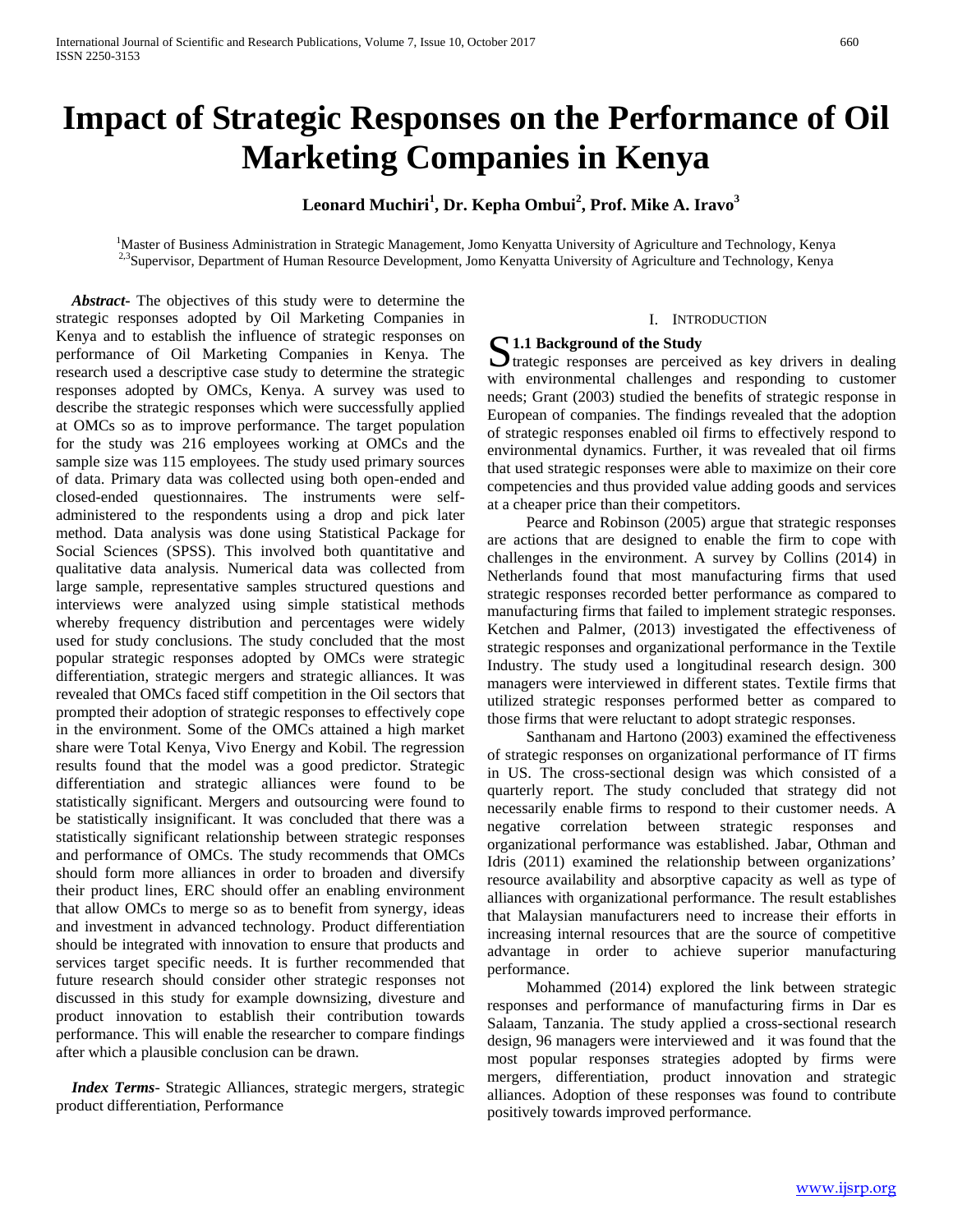# Impact of Strategic Responses on the Performance of Oil Marketing Companies in Kenya

**Leonard Muchiri[1], Dr. Kepha Ombui[2], Prof. Mike A. Iravo[3]**

[1]Master of Business Administration in Strategic Management, Jomo Kenyatta University of Agriculture and Technology, Kenya
[2,3]Supervisor, Department of Human Resource Development, Jomo Kenyatta University of Agriculture and Technology, Kenya

***Abstract***- The objectives of this study were to determine the strategic responses adopted by Oil Marketing Companies in Kenya and to establish the influence of strategic responses on performance of Oil Marketing Companies in Kenya. The research used a descriptive case study to determine the strategic responses adopted by OMCs, Kenya. A survey was used to describe the strategic responses which were successfully applied at OMCs so as to improve performance. The target population for the study was 216 employees working at OMCs and the sample size was 115 employees. The study used primary sources of data. Primary data was collected using both open-ended and closed-ended questionnaires. The instruments were self-administered to the respondents using a drop and pick later method. Data analysis was done using Statistical Package for Social Sciences (SPSS). This involved both quantitative and qualitative data analysis. Numerical data was collected from large sample, representative samples structured questions and interviews were analyzed using simple statistical methods whereby frequency distribution and percentages were widely used for study conclusions. The study concluded that the most popular strategic responses adopted by OMCs were strategic differentiation, strategic mergers and strategic alliances. It was revealed that OMCs faced stiff competition in the Oil sectors that prompted their adoption of strategic responses to effectively cope in the environment. Some of the OMCs attained a high market share were Total Kenya, Vivo Energy and Kobil. The regression results found that the model was a good predictor. Strategic differentiation and strategic alliances were found to be statistically significant. Mergers and outsourcing were found to be statistically insignificant. It was concluded that there was a statistically significant relationship between strategic responses and performance of OMCs. The study recommends that OMCs should form more alliances in order to broaden and diversify their product lines, ERC should offer an enabling environment that allow OMCs to merge so as to benefit from synergy, ideas and investment in advanced technology. Product differentiation should be integrated with innovation to ensure that products and services target specific needs. It is further recommended that future research should consider other strategic responses not discussed in this study for example downsizing, divesture and product innovation to establish their contribution towards performance. This will enable the researcher to compare findings after which a plausible conclusion can be drawn.

***Index Terms***- Strategic Alliances, strategic mergers, strategic product differentiation, Performance

## I. Introduction

### 1.1 Background of the Study

Strategic responses are perceived as key drivers in dealing with environmental challenges and responding to customer needs; Grant (2003) studied the benefits of strategic response in European of companies. The findings revealed that the adoption of strategic responses enabled oil firms to effectively respond to environmental dynamics. Further, it was revealed that oil firms that used strategic responses were able to maximize on their core competencies and thus provided value adding goods and services at a cheaper price than their competitors.

Pearce and Robinson (2005) argue that strategic responses are actions that are designed to enable the firm to cope with challenges in the environment. A survey by Collins (2014) in Netherlands found that most manufacturing firms that used strategic responses recorded better performance as compared to manufacturing firms that failed to implement strategic responses. Ketchen and Palmer, (2013) investigated the effectiveness of strategic responses and organizational performance in the Textile Industry. The study used a longitudinal research design. 300 managers were interviewed in different states. Textile firms that utilized strategic responses performed better as compared to those firms that were reluctant to adopt strategic responses.

Santhanam and Hartono (2003) examined the effectiveness of strategic responses on organizational performance of IT firms in US. The cross-sectional design was which consisted of a quarterly report. The study concluded that strategy did not necessarily enable firms to respond to their customer needs. A negative correlation between strategic responses and organizational performance was established. Jabar, Othman and Idris (2011) examined the relationship between organizations' resource availability and absorptive capacity as well as type of alliances with organizational performance. The result establishes that Malaysian manufacturers need to increase their efforts in increasing internal resources that are the source of competitive advantage in order to achieve superior manufacturing performance.

Mohammed (2014) explored the link between strategic responses and performance of manufacturing firms in Dar es Salaam, Tanzania. The study applied a cross-sectional research design, 96 managers were interviewed and it was found that the most popular responses strategies adopted by firms were mergers, differentiation, product innovation and strategic alliances. Adoption of these responses was found to contribute positively towards improved performance.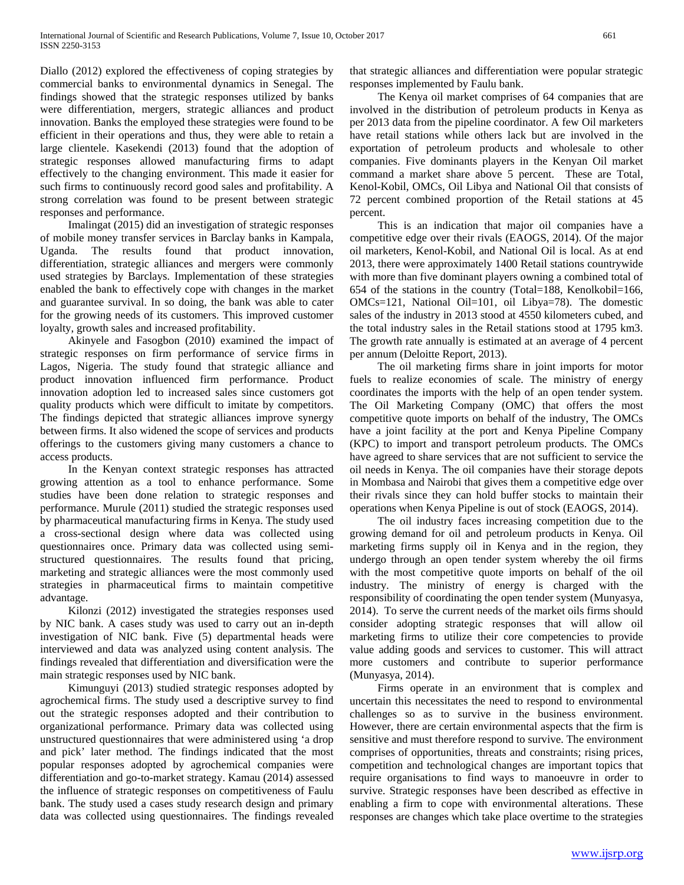Diallo (2012) explored the effectiveness of coping strategies by commercial banks to environmental dynamics in Senegal. The findings showed that the strategic responses utilized by banks were differentiation, mergers, strategic alliances and product innovation. Banks the employed these strategies were found to be efficient in their operations and thus, they were able to retain a large clientele. Kasekendi (2013) found that the adoption of strategic responses allowed manufacturing firms to adapt effectively to the changing environment. This made it easier for such firms to continuously record good sales and profitability. A strong correlation was found to be present between strategic responses and performance.

Imalingat (2015) did an investigation of strategic responses of mobile money transfer services in Barclay banks in Kampala, Uganda. The results found that product innovation, differentiation, strategic alliances and mergers were commonly used strategies by Barclays. Implementation of these strategies enabled the bank to effectively cope with changes in the market and guarantee survival. In so doing, the bank was able to cater for the growing needs of its customers. This improved customer loyalty, growth sales and increased profitability.

Akinyele and Fasogbon (2010) examined the impact of strategic responses on firm performance of service firms in Lagos, Nigeria. The study found that strategic alliance and product innovation influenced firm performance. Product innovation adoption led to increased sales since customers got quality products which were difficult to imitate by competitors. The findings depicted that strategic alliances improve synergy between firms. It also widened the scope of services and products offerings to the customers giving many customers a chance to access products.

In the Kenyan context strategic responses has attracted growing attention as a tool to enhance performance. Some studies have been done relation to strategic responses and performance. Murule (2011) studied the strategic responses used by pharmaceutical manufacturing firms in Kenya. The study used a cross-sectional design where data was collected using questionnaires once. Primary data was collected using semi-structured questionnaires. The results found that pricing, marketing and strategic alliances were the most commonly used strategies in pharmaceutical firms to maintain competitive advantage.

Kilonzi (2012) investigated the strategies responses used by NIC bank. A cases study was used to carry out an in-depth investigation of NIC bank. Five (5) departmental heads were interviewed and data was analyzed using content analysis. The findings revealed that differentiation and diversification were the main strategic responses used by NIC bank.

Kimunguyi (2013) studied strategic responses adopted by agrochemical firms. The study used a descriptive survey to find out the strategic responses adopted and their contribution to organizational performance. Primary data was collected using unstructured questionnaires that were administered using 'a drop and pick' later method. The findings indicated that the most popular responses adopted by agrochemical companies were differentiation and go-to-market strategy. Kamau (2014) assessed the influence of strategic responses on competitiveness of Faulu bank. The study used a cases study research design and primary data was collected using questionnaires. The findings revealed that strategic alliances and differentiation were popular strategic responses implemented by Faulu bank.

The Kenya oil market comprises of 64 companies that are involved in the distribution of petroleum products in Kenya as per 2013 data from the pipeline coordinator. A few Oil marketers have retail stations while others lack but are involved in the exportation of petroleum products and wholesale to other companies. Five dominants players in the Kenyan Oil market command a market share above 5 percent. These are Total, Kenol-Kobil, OMCs, Oil Libya and National Oil that consists of 72 percent combined proportion of the Retail stations at 45 percent.

This is an indication that major oil companies have a competitive edge over their rivals (EAOGS, 2014). Of the major oil marketers, Kenol-Kobil, and National Oil is local. As at end 2013, there were approximately 1400 Retail stations countrywide with more than five dominant players owning a combined total of 654 of the stations in the country (Total=188, Kenolkobil=166, OMCs=121, National Oil=101, oil Libya=78). The domestic sales of the industry in 2013 stood at 4550 kilometers cubed, and the total industry sales in the Retail stations stood at 1795 km3. The growth rate annually is estimated at an average of 4 percent per annum (Deloitte Report, 2013).

The oil marketing firms share in joint imports for motor fuels to realize economies of scale. The ministry of energy coordinates the imports with the help of an open tender system. The Oil Marketing Company (OMC) that offers the most competitive quote imports on behalf of the industry, The OMCs have a joint facility at the port and Kenya Pipeline Company (KPC) to import and transport petroleum products. The OMCs have agreed to share services that are not sufficient to service the oil needs in Kenya. The oil companies have their storage depots in Mombasa and Nairobi that gives them a competitive edge over their rivals since they can hold buffer stocks to maintain their operations when Kenya Pipeline is out of stock (EAOGS, 2014).

The oil industry faces increasing competition due to the growing demand for oil and petroleum products in Kenya. Oil marketing firms supply oil in Kenya and in the region, they undergo through an open tender system whereby the oil firms with the most competitive quote imports on behalf of the oil industry. The ministry of energy is charged with the responsibility of coordinating the open tender system (Munyasya, 2014). To serve the current needs of the market oils firms should consider adopting strategic responses that will allow oil marketing firms to utilize their core competencies to provide value adding goods and services to customer. This will attract more customers and contribute to superior performance (Munyasya, 2014).

Firms operate in an environment that is complex and uncertain this necessitates the need to respond to environmental challenges so as to survive in the business environment. However, there are certain environmental aspects that the firm is sensitive and must therefore respond to survive. The environment comprises of opportunities, threats and constraints; rising prices, competition and technological changes are important topics that require organisations to find ways to manoeuvre in order to survive. Strategic responses have been described as effective in enabling a firm to cope with environmental alterations. These responses are changes which take place overtime to the strategies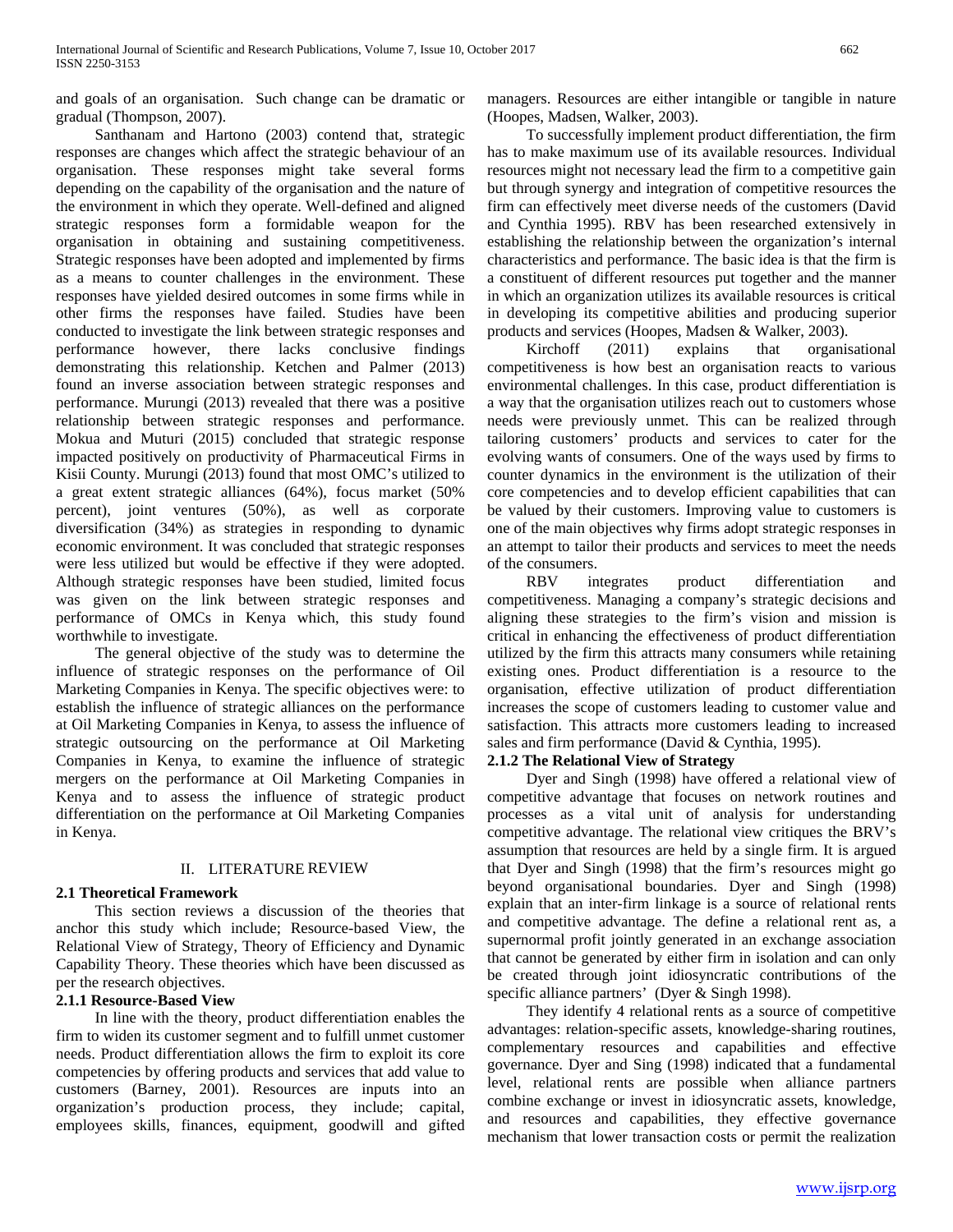and goals of an organisation. Such change can be dramatic or gradual (Thompson, 2007).

Santhanam and Hartono (2003) contend that, strategic responses are changes which affect the strategic behaviour of an organisation. These responses might take several forms depending on the capability of the organisation and the nature of the environment in which they operate. Well-defined and aligned strategic responses form a formidable weapon for the organisation in obtaining and sustaining competitiveness. Strategic responses have been adopted and implemented by firms as a means to counter challenges in the environment. These responses have yielded desired outcomes in some firms while in other firms the responses have failed. Studies have been conducted to investigate the link between strategic responses and performance however, there lacks conclusive findings demonstrating this relationship. Ketchen and Palmer (2013) found an inverse association between strategic responses and performance. Murungi (2013) revealed that there was a positive relationship between strategic responses and performance. Mokua and Muturi (2015) concluded that strategic response impacted positively on productivity of Pharmaceutical Firms in Kisii County. Murungi (2013) found that most OMC's utilized to a great extent strategic alliances (64%), focus market (50% percent), joint ventures (50%), as well as corporate diversification (34%) as strategies in responding to dynamic economic environment. It was concluded that strategic responses were less utilized but would be effective if they were adopted. Although strategic responses have been studied, limited focus was given on the link between strategic responses and performance of OMCs in Kenya which, this study found worthwhile to investigate.

The general objective of the study was to determine the influence of strategic responses on the performance of Oil Marketing Companies in Kenya. The specific objectives were: to establish the influence of strategic alliances on the performance at Oil Marketing Companies in Kenya, to assess the influence of strategic outsourcing on the performance at Oil Marketing Companies in Kenya, to examine the influence of strategic mergers on the performance at Oil Marketing Companies in Kenya and to assess the influence of strategic product differentiation on the performance at Oil Marketing Companies in Kenya.

# II. LITERATURE REVIEW

## 2.1 Theoretical Framework

This section reviews a discussion of the theories that anchor this study which include; Resource-based View, the Relational View of Strategy, Theory of Efficiency and Dynamic Capability Theory. These theories which have been discussed as per the research objectives.

### 2.1.1 Resource-Based View

In line with the theory, product differentiation enables the firm to widen its customer segment and to fulfill unmet customer needs. Product differentiation allows the firm to exploit its core competencies by offering products and services that add value to customers (Barney, 2001). Resources are inputs into an organization's production process, they include; capital, employees skills, finances, equipment, goodwill and gifted managers. Resources are either intangible or tangible in nature (Hoopes, Madsen, Walker, 2003).

To successfully implement product differentiation, the firm has to make maximum use of its available resources. Individual resources might not necessary lead the firm to a competitive gain but through synergy and integration of competitive resources the firm can effectively meet diverse needs of the customers (David and Cynthia 1995). RBV has been researched extensively in establishing the relationship between the organization's internal characteristics and performance. The basic idea is that the firm is a constituent of different resources put together and the manner in which an organization utilizes its available resources is critical in developing its competitive abilities and producing superior products and services (Hoopes, Madsen & Walker, 2003).

Kirchoff (2011) explains that organisational competitiveness is how best an organisation reacts to various environmental challenges. In this case, product differentiation is a way that the organisation utilizes reach out to customers whose needs were previously unmet. This can be realized through tailoring customers' products and services to cater for the evolving wants of consumers. One of the ways used by firms to counter dynamics in the environment is the utilization of their core competencies and to develop efficient capabilities that can be valued by their customers. Improving value to customers is one of the main objectives why firms adopt strategic responses in an attempt to tailor their products and services to meet the needs of the consumers.

RBV integrates product differentiation and competitiveness. Managing a company's strategic decisions and aligning these strategies to the firm's vision and mission is critical in enhancing the effectiveness of product differentiation utilized by the firm this attracts many consumers while retaining existing ones. Product differentiation is a resource to the organisation, effective utilization of product differentiation increases the scope of customers leading to customer value and satisfaction. This attracts more customers leading to increased sales and firm performance (David & Cynthia, 1995).

### 2.1.2 The Relational View of Strategy

Dyer and Singh (1998) have offered a relational view of competitive advantage that focuses on network routines and processes as a vital unit of analysis for understanding competitive advantage. The relational view critiques the BRV's assumption that resources are held by a single firm. It is argued that Dyer and Singh (1998) that the firm's resources might go beyond organisational boundaries. Dyer and Singh (1998) explain that an inter-firm linkage is a source of relational rents and competitive advantage. The define a relational rent as, a supernormal profit jointly generated in an exchange association that cannot be generated by either firm in isolation and can only be created through joint idiosyncratic contributions of the specific alliance partners' (Dyer & Singh 1998).

They identify 4 relational rents as a source of competitive advantages: relation-specific assets, knowledge-sharing routines, complementary resources and capabilities and effective governance. Dyer and Sing (1998) indicated that a fundamental level, relational rents are possible when alliance partners combine exchange or invest in idiosyncratic assets, knowledge, and resources and capabilities, they effective governance mechanism that lower transaction costs or permit the realization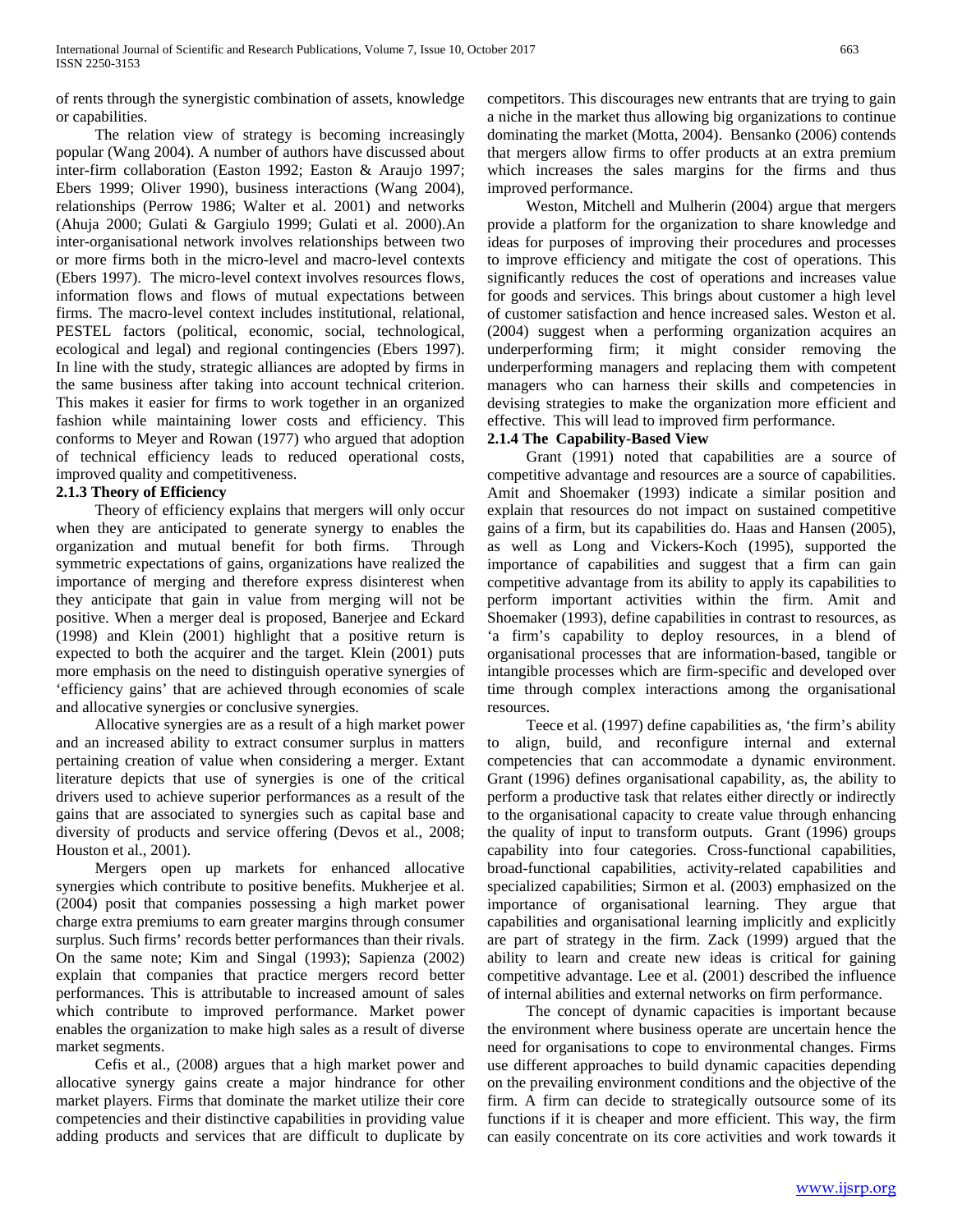of rents through the synergistic combination of assets, knowledge or capabilities.

The relation view of strategy is becoming increasingly popular (Wang 2004). A number of authors have discussed about inter-firm collaboration (Easton 1992; Easton & Araujo 1997; Ebers 1999; Oliver 1990), business interactions (Wang 2004), relationships (Perrow 1986; Walter et al. 2001) and networks (Ahuja 2000; Gulati & Gargiulo 1999; Gulati et al. 2000).An inter-organisational network involves relationships between two or more firms both in the micro-level and macro-level contexts (Ebers 1997). The micro-level context involves resources flows, information flows and flows of mutual expectations between firms. The macro-level context includes institutional, relational, PESTEL factors (political, economic, social, technological, ecological and legal) and regional contingencies (Ebers 1997). In line with the study, strategic alliances are adopted by firms in the same business after taking into account technical criterion. This makes it easier for firms to work together in an organized fashion while maintaining lower costs and efficiency. This conforms to Meyer and Rowan (1977) who argued that adoption of technical efficiency leads to reduced operational costs, improved quality and competitiveness.

### 2.1.3 Theory of Efficiency

Theory of efficiency explains that mergers will only occur when they are anticipated to generate synergy to enables the organization and mutual benefit for both firms. Through symmetric expectations of gains, organizations have realized the importance of merging and therefore express disinterest when they anticipate that gain in value from merging will not be positive. When a merger deal is proposed, Banerjee and Eckard (1998) and Klein (2001) highlight that a positive return is expected to both the acquirer and the target. Klein (2001) puts more emphasis on the need to distinguish operative synergies of 'efficiency gains' that are achieved through economies of scale and allocative synergies or conclusive synergies.

Allocative synergies are as a result of a high market power and an increased ability to extract consumer surplus in matters pertaining creation of value when considering a merger. Extant literature depicts that use of synergies is one of the critical drivers used to achieve superior performances as a result of the gains that are associated to synergies such as capital base and diversity of products and service offering (Devos et al., 2008; Houston et al., 2001).

Mergers open up markets for enhanced allocative synergies which contribute to positive benefits. Mukherjee et al. (2004) posit that companies possessing a high market power charge extra premiums to earn greater margins through consumer surplus. Such firms' records better performances than their rivals. On the same note; Kim and Singal (1993); Sapienza (2002) explain that companies that practice mergers record better performances. This is attributable to increased amount of sales which contribute to improved performance. Market power enables the organization to make high sales as a result of diverse market segments.

Cefis et al., (2008) argues that a high market power and allocative synergy gains create a major hindrance for other market players. Firms that dominate the market utilize their core competencies and their distinctive capabilities in providing value adding products and services that are difficult to duplicate by competitors. This discourages new entrants that are trying to gain a niche in the market thus allowing big organizations to continue dominating the market (Motta, 2004). Bensanko (2006) contends that mergers allow firms to offer products at an extra premium which increases the sales margins for the firms and thus improved performance.

Weston, Mitchell and Mulherin (2004) argue that mergers provide a platform for the organization to share knowledge and ideas for purposes of improving their procedures and processes to improve efficiency and mitigate the cost of operations. This significantly reduces the cost of operations and increases value for goods and services. This brings about customer a high level of customer satisfaction and hence increased sales. Weston et al. (2004) suggest when a performing organization acquires an underperforming firm; it might consider removing the underperforming managers and replacing them with competent managers who can harness their skills and competencies in devising strategies to make the organization more efficient and effective. This will lead to improved firm performance.

### 2.1.4 The Capability-Based View

Grant (1991) noted that capabilities are a source of competitive advantage and resources are a source of capabilities. Amit and Shoemaker (1993) indicate a similar position and explain that resources do not impact on sustained competitive gains of a firm, but its capabilities do. Haas and Hansen (2005), as well as Long and Vickers-Koch (1995), supported the importance of capabilities and suggest that a firm can gain competitive advantage from its ability to apply its capabilities to perform important activities within the firm. Amit and Shoemaker (1993), define capabilities in contrast to resources, as 'a firm's capability to deploy resources, in a blend of organisational processes that are information-based, tangible or intangible processes which are firm-specific and developed over time through complex interactions among the organisational resources.

Teece et al. (1997) define capabilities as, 'the firm's ability to align, build, and reconfigure internal and external competencies that can accommodate a dynamic environment. Grant (1996) defines organisational capability, as, the ability to perform a productive task that relates either directly or indirectly to the organisational capacity to create value through enhancing the quality of input to transform outputs. Grant (1996) groups capability into four categories. Cross-functional capabilities, broad-functional capabilities, activity-related capabilities and specialized capabilities; Sirmon et al. (2003) emphasized on the importance of organisational learning. They argue that capabilities and organisational learning implicitly and explicitly are part of strategy in the firm. Zack (1999) argued that the ability to learn and create new ideas is critical for gaining competitive advantage. Lee et al. (2001) described the influence of internal abilities and external networks on firm performance.

The concept of dynamic capacities is important because the environment where business operate are uncertain hence the need for organisations to cope to environmental changes. Firms use different approaches to build dynamic capacities depending on the prevailing environment conditions and the objective of the firm. A firm can decide to strategically outsource some of its functions if it is cheaper and more efficient. This way, the firm can easily concentrate on its core activities and work towards it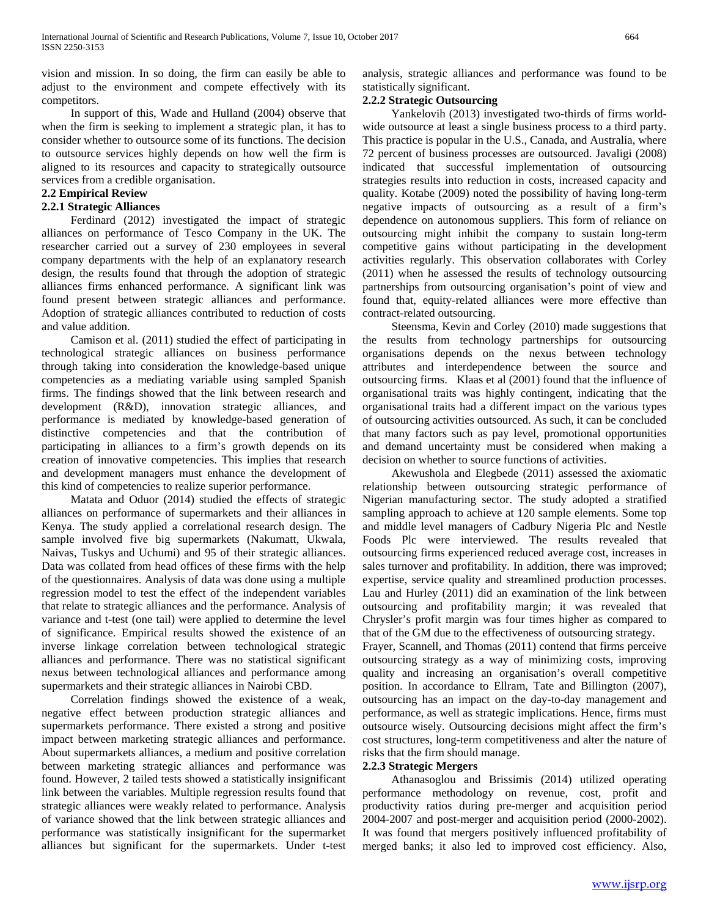vision and mission. In so doing, the firm can easily be able to adjust to the environment and compete effectively with its competitors.

In support of this, Wade and Hulland (2004) observe that when the firm is seeking to implement a strategic plan, it has to consider whether to outsource some of its functions. The decision to outsource services highly depends on how well the firm is aligned to its resources and capacity to strategically outsource services from a credible organisation.

## 2.2 Empirical Review

### 2.2.1 Strategic Alliances

Ferdinard (2012) investigated the impact of strategic alliances on performance of Tesco Company in the UK. The researcher carried out a survey of 230 employees in several company departments with the help of an explanatory research design, the results found that through the adoption of strategic alliances firms enhanced performance. A significant link was found present between strategic alliances and performance. Adoption of strategic alliances contributed to reduction of costs and value addition.

Camison et al. (2011) studied the effect of participating in technological strategic alliances on business performance through taking into consideration the knowledge-based unique competencies as a mediating variable using sampled Spanish firms. The findings showed that the link between research and development (R&D), innovation strategic alliances, and performance is mediated by knowledge-based generation of distinctive competencies and that the contribution of participating in alliances to a firm's growth depends on its creation of innovative competencies. This implies that research and development managers must enhance the development of this kind of competencies to realize superior performance.

Matata and Oduor (2014) studied the effects of strategic alliances on performance of supermarkets and their alliances in Kenya. The study applied a correlational research design. The sample involved five big supermarkets (Nakumatt, Ukwala, Naivas, Tuskys and Uchumi) and 95 of their strategic alliances. Data was collated from head offices of these firms with the help of the questionnaires. Analysis of data was done using a multiple regression model to test the effect of the independent variables that relate to strategic alliances and the performance. Analysis of variance and t-test (one tail) were applied to determine the level of significance. Empirical results showed the existence of an inverse linkage correlation between technological strategic alliances and performance. There was no statistical significant nexus between technological alliances and performance among supermarkets and their strategic alliances in Nairobi CBD.

Correlation findings showed the existence of a weak, negative effect between production strategic alliances and supermarkets performance. There existed a strong and positive impact between marketing strategic alliances and performance. About supermarkets alliances, a medium and positive correlation between marketing strategic alliances and performance was found. However, 2 tailed tests showed a statistically insignificant link between the variables. Multiple regression results found that strategic alliances were weakly related to performance. Analysis of variance showed that the link between strategic alliances and performance was statistically insignificant for the supermarket alliances but significant for the supermarkets. Under t-test analysis, strategic alliances and performance was found to be statistically significant.

### 2.2.2 Strategic Outsourcing

Yankelovih (2013) investigated two-thirds of firms world-wide outsource at least a single business process to a third party. This practice is popular in the U.S., Canada, and Australia, where 72 percent of business processes are outsourced. Javaligi (2008) indicated that successful implementation of outsourcing strategies results into reduction in costs, increased capacity and quality. Kotabe (2009) noted the possibility of having long-term negative impacts of outsourcing as a result of a firm's dependence on autonomous suppliers. This form of reliance on outsourcing might inhibit the company to sustain long-term competitive gains without participating in the development activities regularly. This observation collaborates with Corley (2011) when he assessed the results of technology outsourcing partnerships from outsourcing organisation's point of view and found that, equity-related alliances were more effective than contract-related outsourcing.

Steensma, Kevin and Corley (2010) made suggestions that the results from technology partnerships for outsourcing organisations depends on the nexus between technology attributes and interdependence between the source and outsourcing firms. Klaas et al (2001) found that the influence of organisational traits was highly contingent, indicating that the organisational traits had a different impact on the various types of outsourcing activities outsourced. As such, it can be concluded that many factors such as pay level, promotional opportunities and demand uncertainty must be considered when making a decision on whether to source functions of activities.

Akewushola and Elegbede (2011) assessed the axiomatic relationship between outsourcing strategic performance of Nigerian manufacturing sector. The study adopted a stratified sampling approach to achieve at 120 sample elements. Some top and middle level managers of Cadbury Nigeria Plc and Nestle Foods Plc were interviewed. The results revealed that outsourcing firms experienced reduced average cost, increases in sales turnover and profitability. In addition, there was improved; expertise, service quality and streamlined production processes. Lau and Hurley (2011) did an examination of the link between outsourcing and profitability margin; it was revealed that Chrysler's profit margin was four times higher as compared to that of the GM due to the effectiveness of outsourcing strategy.

Frayer, Scannell, and Thomas (2011) contend that firms perceive outsourcing strategy as a way of minimizing costs, improving quality and increasing an organisation's overall competitive position. In accordance to Ellram, Tate and Billington (2007), outsourcing has an impact on the day-to-day management and performance, as well as strategic implications. Hence, firms must outsource wisely. Outsourcing decisions might affect the firm's cost structures, long-term competitiveness and alter the nature of risks that the firm should manage.

### 2.2.3 Strategic Mergers

Athanasoglou and Brissimis (2014) utilized operating performance methodology on revenue, cost, profit and productivity ratios during pre-merger and acquisition period 2004-2007 and post-merger and acquisition period (2000-2002). It was found that mergers positively influenced profitability of merged banks; it also led to improved cost efficiency. Also,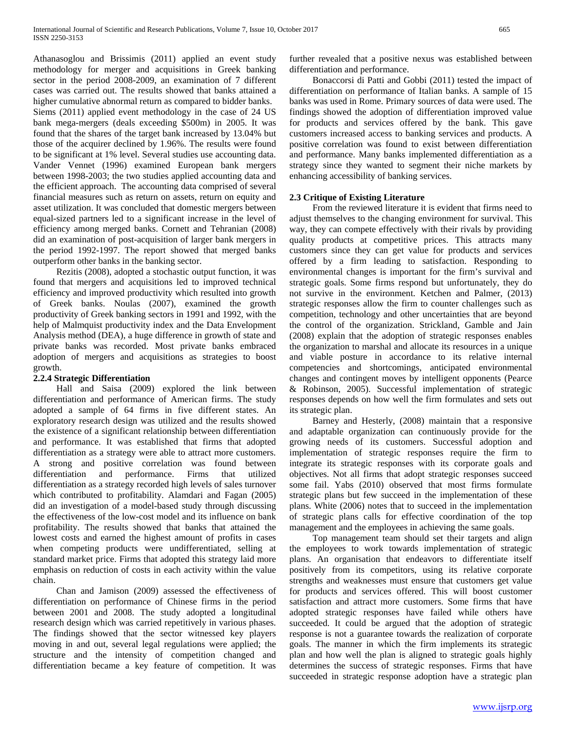Athanasoglou and Brissimis (2011) applied an event study methodology for merger and acquisitions in Greek banking sector in the period 2008-2009, an examination of 7 different cases was carried out. The results showed that banks attained a higher cumulative abnormal return as compared to bidder banks. Siems (2011) applied event methodology in the case of 24 US bank mega-mergers (deals exceeding $500m) in 2005. It was found that the shares of the target bank increased by 13.04% but those of the acquirer declined by 1.96%. The results were found to be significant at 1% level. Several studies use accounting data. Vander Vennet (1996) examined European bank mergers between 1998-2003; the two studies applied accounting data and the efficient approach. The accounting data comprised of several financial measures such as return on assets, return on equity and asset utilization. It was concluded that domestic mergers between equal-sized partners led to a significant increase in the level of efficiency among merged banks. Cornett and Tehranian (2008) did an examination of post-acquisition of larger bank mergers in the period 1992-1997. The report showed that merged banks outperform other banks in the banking sector.

Rezitis (2008), adopted a stochastic output function, it was found that mergers and acquisitions led to improved technical efficiency and improved productivity which resulted into growth of Greek banks. Noulas (2007), examined the growth productivity of Greek banking sectors in 1991 and 1992, with the help of Malmquist productivity index and the Data Envelopment Analysis method (DEA), a huge difference in growth of state and private banks was recorded. Most private banks embraced adoption of mergers and acquisitions as strategies to boost growth.

### 2.2.4 Strategic Differentiation

Hall and Saisa (2009) explored the link between differentiation and performance of American firms. The study adopted a sample of 64 firms in five different states. An exploratory research design was utilized and the results showed the existence of a significant relationship between differentiation and performance. It was established that firms that adopted differentiation as a strategy were able to attract more customers. A strong and positive correlation was found between differentiation and performance. Firms that utilized differentiation as a strategy recorded high levels of sales turnover which contributed to profitability. Alamdari and Fagan (2005) did an investigation of a model-based study through discussing the effectiveness of the low-cost model and its influence on bank profitability. The results showed that banks that attained the lowest costs and earned the highest amount of profits in cases when competing products were undifferentiated, selling at standard market price. Firms that adopted this strategy laid more emphasis on reduction of costs in each activity within the value chain.

Chan and Jamison (2009) assessed the effectiveness of differentiation on performance of Chinese firms in the period between 2001 and 2008. The study adopted a longitudinal research design which was carried repetitively in various phases. The findings showed that the sector witnessed key players moving in and out, several legal regulations were applied; the structure and the intensity of competition changed and differentiation became a key feature of competition. It was further revealed that a positive nexus was established between differentiation and performance.

Bonaccorsi di Patti and Gobbi (2011) tested the impact of differentiation on performance of Italian banks. A sample of 15 banks was used in Rome. Primary sources of data were used. The findings showed the adoption of differentiation improved value for products and services offered by the bank. This gave customers increased access to banking services and products. A positive correlation was found to exist between differentiation and performance. Many banks implemented differentiation as a strategy since they wanted to segment their niche markets by enhancing accessibility of banking services.

### 2.3 Critique of Existing Literature

From the reviewed literature it is evident that firms need to adjust themselves to the changing environment for survival. This way, they can compete effectively with their rivals by providing quality products at competitive prices. This attracts many customers since they can get value for products and services offered by a firm leading to satisfaction. Responding to environmental changes is important for the firm's survival and strategic goals. Some firms respond but unfortunately, they do not survive in the environment. Ketchen and Palmer, (2013) strategic responses allow the firm to counter challenges such as competition, technology and other uncertainties that are beyond the control of the organization. Strickland, Gamble and Jain (2008) explain that the adoption of strategic responses enables the organization to marshal and allocate its resources in a unique and viable posture in accordance to its relative internal competencies and shortcomings, anticipated environmental changes and contingent moves by intelligent opponents (Pearce & Robinson, 2005). Successful implementation of strategic responses depends on how well the firm formulates and sets out its strategic plan.

Barney and Hesterly, (2008) maintain that a responsive and adaptable organization can continuously provide for the growing needs of its customers. Successful adoption and implementation of strategic responses require the firm to integrate its strategic responses with its corporate goals and objectives. Not all firms that adopt strategic responses succeed some fail. Yabs (2010) observed that most firms formulate strategic plans but few succeed in the implementation of these plans. White (2006) notes that to succeed in the implementation of strategic plans calls for effective coordination of the top management and the employees in achieving the same goals.

Top management team should set their targets and align the employees to work towards implementation of strategic plans. An organisation that endeavors to differentiate itself positively from its competitors, using its relative corporate strengths and weaknesses must ensure that customers get value for products and services offered. This will boost customer satisfaction and attract more customers. Some firms that have adopted strategic responses have failed while others have succeeded. It could be argued that the adoption of strategic response is not a guarantee towards the realization of corporate goals. The manner in which the firm implements its strategic plan and how well the plan is aligned to strategic goals highly determines the success of strategic responses. Firms that have succeeded in strategic response adoption have a strategic plan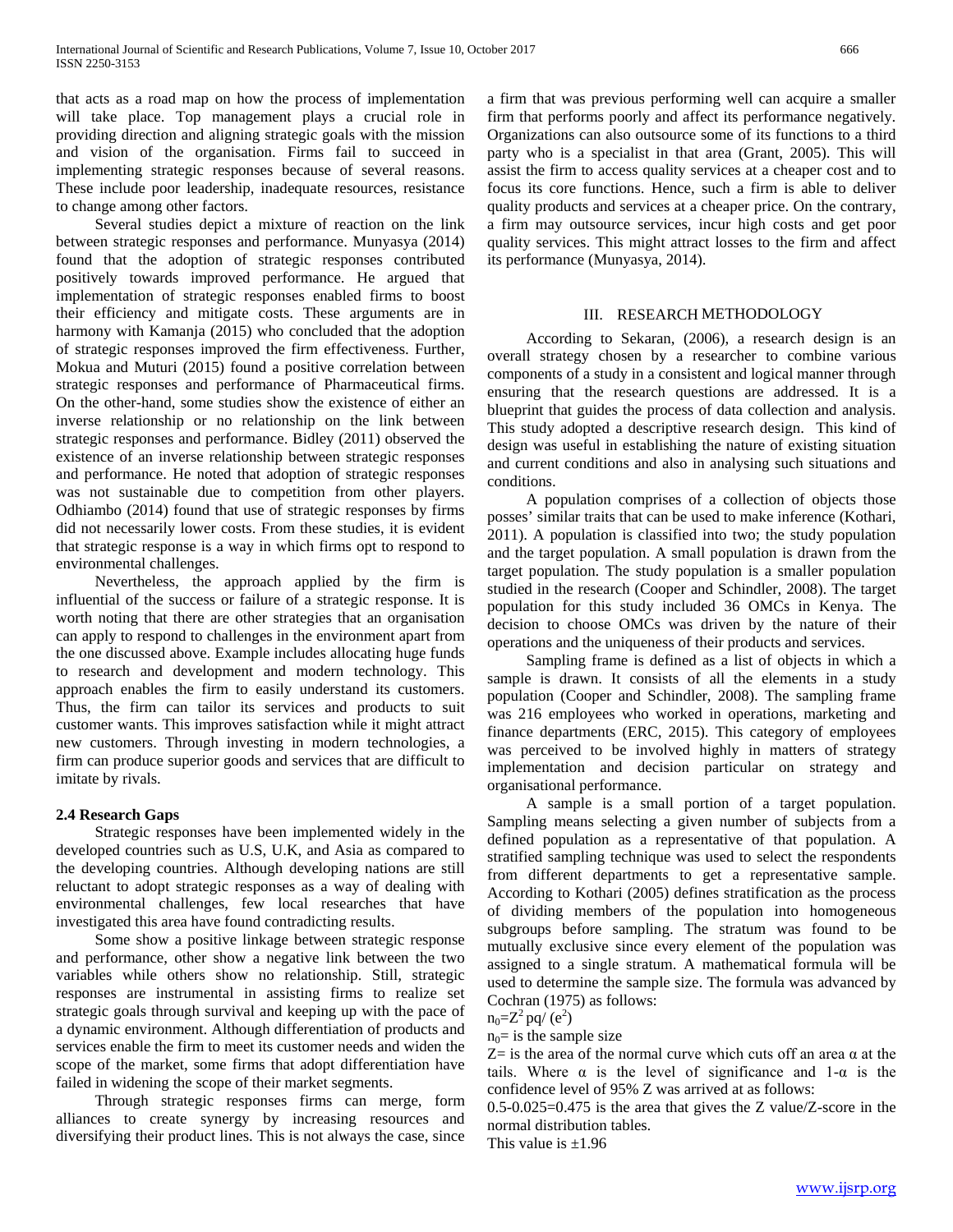that acts as a road map on how the process of implementation will take place. Top management plays a crucial role in providing direction and aligning strategic goals with the mission and vision of the organisation. Firms fail to succeed in implementing strategic responses because of several reasons. These include poor leadership, inadequate resources, resistance to change among other factors.

Several studies depict a mixture of reaction on the link between strategic responses and performance. Munyasya (2014) found that the adoption of strategic responses contributed positively towards improved performance. He argued that implementation of strategic responses enabled firms to boost their efficiency and mitigate costs. These arguments are in harmony with Kamanja (2015) who concluded that the adoption of strategic responses improved the firm effectiveness. Further, Mokua and Muturi (2015) found a positive correlation between strategic responses and performance of Pharmaceutical firms. On the other-hand, some studies show the existence of either an inverse relationship or no relationship on the link between strategic responses and performance. Bidley (2011) observed the existence of an inverse relationship between strategic responses and performance. He noted that adoption of strategic responses was not sustainable due to competition from other players. Odhiambo (2014) found that use of strategic responses by firms did not necessarily lower costs. From these studies, it is evident that strategic response is a way in which firms opt to respond to environmental challenges.

Nevertheless, the approach applied by the firm is influential of the success or failure of a strategic response. It is worth noting that there are other strategies that an organisation can apply to respond to challenges in the environment apart from the one discussed above. Example includes allocating huge funds to research and development and modern technology. This approach enables the firm to easily understand its customers. Thus, the firm can tailor its services and products to suit customer wants. This improves satisfaction while it might attract new customers. Through investing in modern technologies, a firm can produce superior goods and services that are difficult to imitate by rivals.

### 2.4 Research Gaps

Strategic responses have been implemented widely in the developed countries such as U.S, U.K, and Asia as compared to the developing countries. Although developing nations are still reluctant to adopt strategic responses as a way of dealing with environmental challenges, few local researches that have investigated this area have found contradicting results.

Some show a positive linkage between strategic response and performance, other show a negative link between the two variables while others show no relationship. Still, strategic responses are instrumental in assisting firms to realize set strategic goals through survival and keeping up with the pace of a dynamic environment. Although differentiation of products and services enable the firm to meet its customer needs and widen the scope of the market, some firms that adopt differentiation have failed in widening the scope of their market segments.

Through strategic responses firms can merge, form alliances to create synergy by increasing resources and diversifying their product lines. This is not always the case, since a firm that was previous performing well can acquire a smaller firm that performs poorly and affect its performance negatively. Organizations can also outsource some of its functions to a third party who is a specialist in that area (Grant, 2005). This will assist the firm to access quality services at a cheaper cost and to focus its core functions. Hence, such a firm is able to deliver quality products and services at a cheaper price. On the contrary, a firm may outsource services, incur high costs and get poor quality services. This might attract losses to the firm and affect its performance (Munyasya, 2014).

## III. RESEARCH METHODOLOGY

According to Sekaran, (2006), a research design is an overall strategy chosen by a researcher to combine various components of a study in a consistent and logical manner through ensuring that the research questions are addressed. It is a blueprint that guides the process of data collection and analysis. This study adopted a descriptive research design. This kind of design was useful in establishing the nature of existing situation and current conditions and also in analysing such situations and conditions.

A population comprises of a collection of objects those posses' similar traits that can be used to make inference (Kothari, 2011). A population is classified into two; the study population and the target population. A small population is drawn from the target population. The study population is a smaller population studied in the research (Cooper and Schindler, 2008). The target population for this study included 36 OMCs in Kenya. The decision to choose OMCs was driven by the nature of their operations and the uniqueness of their products and services.

Sampling frame is defined as a list of objects in which a sample is drawn. It consists of all the elements in a study population (Cooper and Schindler, 2008). The sampling frame was 216 employees who worked in operations, marketing and finance departments (ERC, 2015). This category of employees was perceived to be involved highly in matters of strategy implementation and decision particular on strategy and organisational performance.

A sample is a small portion of a target population. Sampling means selecting a given number of subjects from a defined population as a representative of that population. A stratified sampling technique was used to select the respondents from different departments to get a representative sample. According to Kothari (2005) defines stratification as the process of dividing members of the population into homogeneous subgroups before sampling. The stratum was found to be mutually exclusive since every element of the population was assigned to a single stratum. A mathematical formula will be used to determine the sample size. The formula was advanced by Cochran (1975) as follows:

$n_0 = Z^2 pq / (e^2)$

$n_0$ = is the sample size

Z= is the area of the normal curve which cuts off an area $\alpha$ at the tails. Where $\alpha$ is the level of significance and $1-\alpha$ is the confidence level of 95% Z was arrived at as follows:

$0.5-0.025=0.475$ is the area that gives the Z value/Z-score in the normal distribution tables.

This value is $\pm 1.96$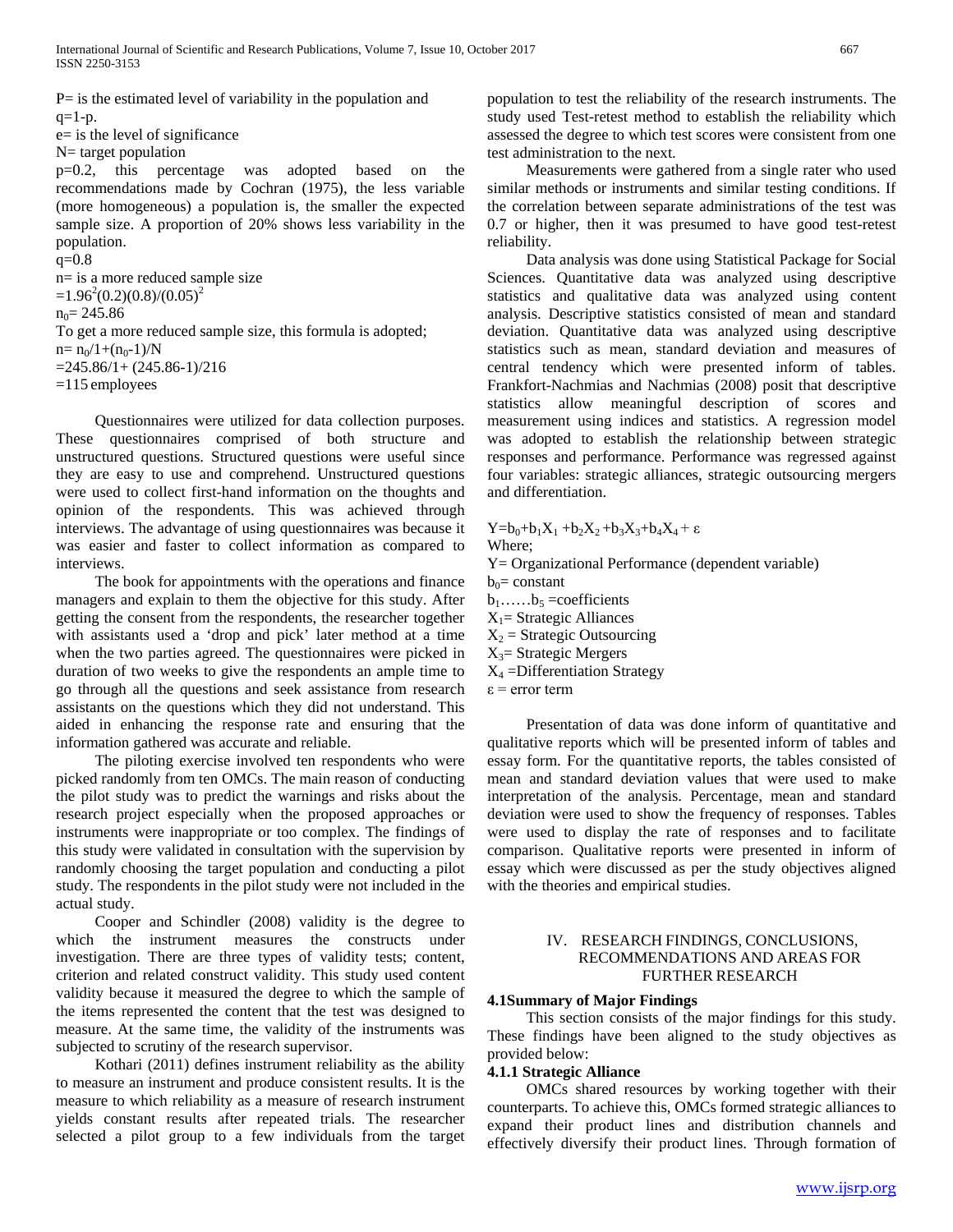P= is the estimated level of variability in the population and q=1-p.

e= is the level of significance

N= target population

p=0.2, this percentage was adopted based on the recommendations made by Cochran (1975), the less variable (more homogeneous) a population is, the smaller the expected sample size. A proportion of 20% shows less variability in the population.

q=0.8

n= is a more reduced sample size

$=1.96^2(0.2)(0.8)/(0.05)^2$

$n_0$= 245.86

To get a more reduced sample size, this formula is adopted;

$n= n_0/1+(n_0-1)/N$

=245.86/1+ (245.86-1)/216

=115 employees

Questionnaires were utilized for data collection purposes. These questionnaires comprised of both structure and unstructured questions. Structured questions were useful since they are easy to use and comprehend. Unstructured questions were used to collect first-hand information on the thoughts and opinion of the respondents. This was achieved through interviews. The advantage of using questionnaires was because it was easier and faster to collect information as compared to interviews.

The book for appointments with the operations and finance managers and explain to them the objective for this study. After getting the consent from the respondents, the researcher together with assistants used a 'drop and pick' later method at a time when the two parties agreed. The questionnaires were picked in duration of two weeks to give the respondents an ample time to go through all the questions and seek assistance from research assistants on the questions which they did not understand. This aided in enhancing the response rate and ensuring that the information gathered was accurate and reliable.

The piloting exercise involved ten respondents who were picked randomly from ten OMCs. The main reason of conducting the pilot study was to predict the warnings and risks about the research project especially when the proposed approaches or instruments were inappropriate or too complex. The findings of this study were validated in consultation with the supervision by randomly choosing the target population and conducting a pilot study. The respondents in the pilot study were not included in the actual study.

Cooper and Schindler (2008) validity is the degree to which the instrument measures the constructs under investigation. There are three types of validity tests; content, criterion and related construct validity. This study used content validity because it measured the degree to which the items represented the content that the test was designed to measure. At the same time, the validity of the instruments was subjected to scrutiny of the research supervisor.

Kothari (2011) defines instrument reliability as the ability to measure an instrument and produce consistent results. It is the measure to which reliability as a measure of research instrument yields constant results after repeated trials. The researcher selected a pilot group to a few individuals from the target population to test the reliability of the research instruments. The study used Test-retest method to establish the reliability which assessed the degree to which test scores were consistent from one test administration to the next.

Measurements were gathered from a single rater who used similar methods or instruments and similar testing conditions. If the correlation between separate administrations of the test was 0.7 or higher, then it was presumed to have good test-retest reliability.

Data analysis was done using Statistical Package for Social Sciences. Quantitative data was analyzed using descriptive statistics and qualitative data was analyzed using content analysis. Descriptive statistics consisted of mean and standard deviation. Quantitative data was analyzed using descriptive statistics such as mean, standard deviation and measures of central tendency which were presented inform of tables. Frankfort-Nachmias and Nachmias (2008) posit that descriptive statistics allow meaningful description of scores and measurement using indices and statistics. A regression model was adopted to establish the relationship between strategic responses and performance. Performance was regressed against four variables: strategic alliances, strategic outsourcing mergers and differentiation.

$$Y=b_0+b_1X_1 +b_2X_2 +b_3X_3+b_4X_4 + \varepsilon$$

Where;

Y= Organizational Performance (dependent variable)

$b_0$= constant

$b_1……b_5$ =coefficients

$X_1$= Strategic Alliances

$X_2$ = Strategic Outsourcing

$X_3$= Strategic Mergers

$X_4$ =Differentiation Strategy

$\varepsilon$ = error term

Presentation of data was done inform of quantitative and qualitative reports which will be presented inform of tables and essay form. For the quantitative reports, the tables consisted of mean and standard deviation values that were used to make interpretation of the analysis. Percentage, mean and standard deviation were used to show the frequency of responses. Tables were used to display the rate of responses and to facilitate comparison. Qualitative reports were presented in inform of essay which were discussed as per the study objectives aligned with the theories and empirical studies.

# IV. RESEARCH FINDINGS, CONCLUSIONS, RECOMMENDATIONS AND AREAS FOR FURTHER RESEARCH

## 4.1Summary of Major Findings

This section consists of the major findings for this study. These findings have been aligned to the study objectives as provided below:

### 4.1.1 Strategic Alliance

OMCs shared resources by working together with their counterparts. To achieve this, OMCs formed strategic alliances to expand their product lines and distribution channels and effectively diversify their product lines. Through formation of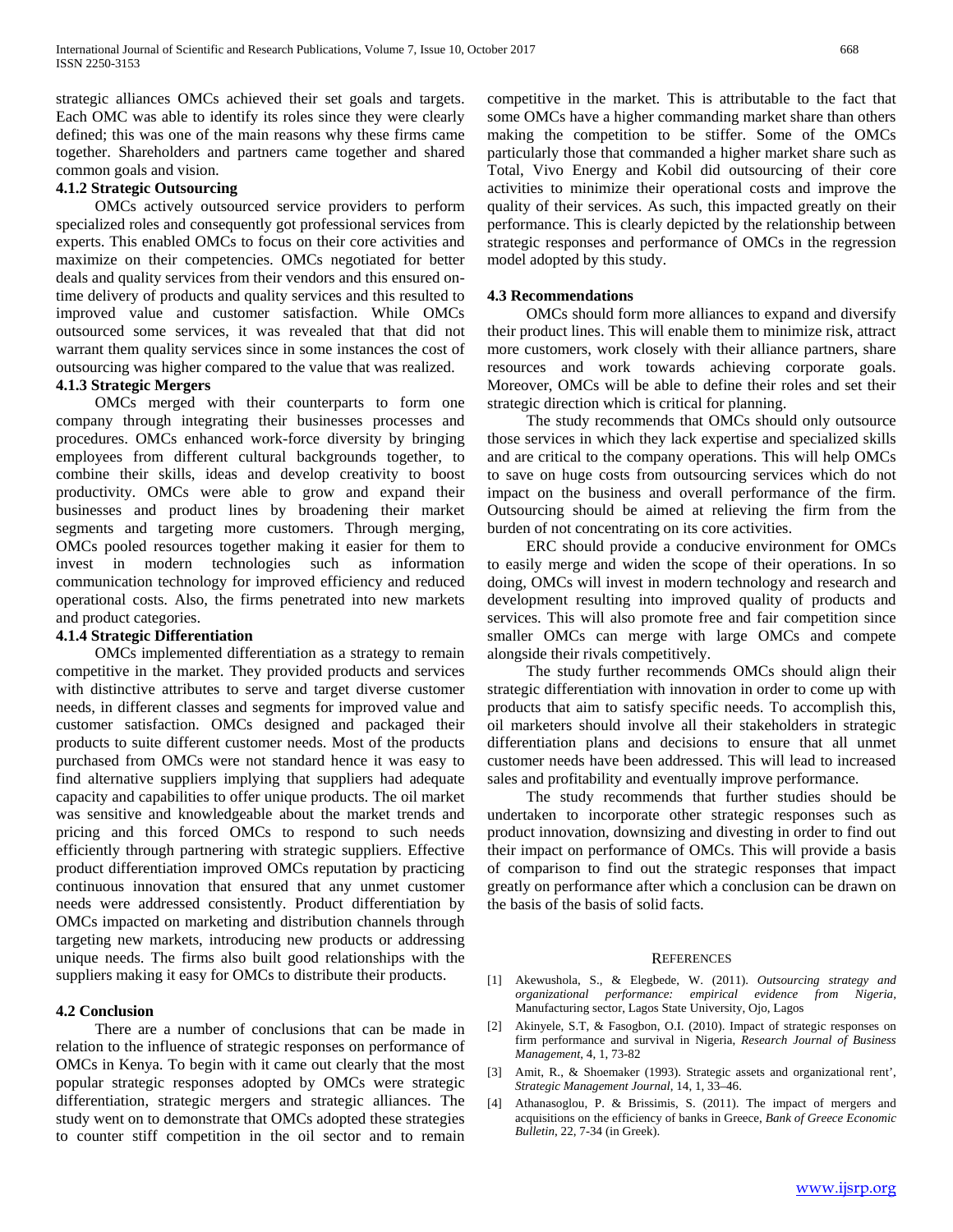strategic alliances OMCs achieved their set goals and targets. Each OMC was able to identify its roles since they were clearly defined; this was one of the main reasons why these firms came together. Shareholders and partners came together and shared common goals and vision.

### 4.1.2 Strategic Outsourcing

OMCs actively outsourced service providers to perform specialized roles and consequently got professional services from experts. This enabled OMCs to focus on their core activities and maximize on their competencies. OMCs negotiated for better deals and quality services from their vendors and this ensured on-time delivery of products and quality services and this resulted to improved value and customer satisfaction. While OMCs outsourced some services, it was revealed that that did not warrant them quality services since in some instances the cost of outsourcing was higher compared to the value that was realized.

### 4.1.3 Strategic Mergers

OMCs merged with their counterparts to form one company through integrating their businesses processes and procedures. OMCs enhanced work-force diversity by bringing employees from different cultural backgrounds together, to combine their skills, ideas and develop creativity to boost productivity. OMCs were able to grow and expand their businesses and product lines by broadening their market segments and targeting more customers. Through merging, OMCs pooled resources together making it easier for them to invest in modern technologies such as information communication technology for improved efficiency and reduced operational costs. Also, the firms penetrated into new markets and product categories.

### 4.1.4 Strategic Differentiation

OMCs implemented differentiation as a strategy to remain competitive in the market. They provided products and services with distinctive attributes to serve and target diverse customer needs, in different classes and segments for improved value and customer satisfaction. OMCs designed and packaged their products to suite different customer needs. Most of the products purchased from OMCs were not standard hence it was easy to find alternative suppliers implying that suppliers had adequate capacity and capabilities to offer unique products. The oil market was sensitive and knowledgeable about the market trends and pricing and this forced OMCs to respond to such needs efficiently through partnering with strategic suppliers. Effective product differentiation improved OMCs reputation by practicing continuous innovation that ensured that any unmet customer needs were addressed consistently. Product differentiation by OMCs impacted on marketing and distribution channels through targeting new markets, introducing new products or addressing unique needs. The firms also built good relationships with the suppliers making it easy for OMCs to distribute their products.

## 4.2 Conclusion

There are a number of conclusions that can be made in relation to the influence of strategic responses on performance of OMCs in Kenya. To begin with it came out clearly that the most popular strategic responses adopted by OMCs were strategic differentiation, strategic mergers and strategic alliances. The study went on to demonstrate that OMCs adopted these strategies to counter stiff competition in the oil sector and to remain competitive in the market. This is attributable to the fact that some OMCs have a higher commanding market share than others making the competition to be stiffer. Some of the OMCs particularly those that commanded a higher market share such as Total, Vivo Energy and Kobil did outsourcing of their core activities to minimize their operational costs and improve the quality of their services. As such, this impacted greatly on their performance. This is clearly depicted by the relationship between strategic responses and performance of OMCs in the regression model adopted by this study.

## 4.3 Recommendations

OMCs should form more alliances to expand and diversify their product lines. This will enable them to minimize risk, attract more customers, work closely with their alliance partners, share resources and work towards achieving corporate goals. Moreover, OMCs will be able to define their roles and set their strategic direction which is critical for planning.

The study recommends that OMCs should only outsource those services in which they lack expertise and specialized skills and are critical to the company operations. This will help OMCs to save on huge costs from outsourcing services which do not impact on the business and overall performance of the firm. Outsourcing should be aimed at relieving the firm from the burden of not concentrating on its core activities.

ERC should provide a conducive environment for OMCs to easily merge and widen the scope of their operations. In so doing, OMCs will invest in modern technology and research and development resulting into improved quality of products and services. This will also promote free and fair competition since smaller OMCs can merge with large OMCs and compete alongside their rivals competitively.

The study further recommends OMCs should align their strategic differentiation with innovation in order to come up with products that aim to satisfy specific needs. To accomplish this, oil marketers should involve all their stakeholders in strategic differentiation plans and decisions to ensure that all unmet customer needs have been addressed. This will lead to increased sales and profitability and eventually improve performance.

The study recommends that further studies should be undertaken to incorporate other strategic responses such as product innovation, downsizing and divesting in order to find out their impact on performance of OMCs. This will provide a basis of comparison to find out the strategic responses that impact greatly on performance after which a conclusion can be drawn on the basis of the basis of solid facts.

## REFERENCES

[1] Akewushola, S., & Elegbede, W. (2011). *Outsourcing strategy and organizational performance: empirical evidence from Nigeria*, Manufacturing sector, Lagos State University, Ojo, Lagos

[2] Akinyele, S.T, & Fasogbon, O.I. (2010). Impact of strategic responses on firm performance and survival in Nigeria, *Research Journal of Business Management*, 4, 1, 73-82

[3] Amit, R., & Shoemaker (1993). Strategic assets and organizational rent', *Strategic Management Journal*, 14, 1, 33–46.

[4] Athanasoglou, P. & Brissimis, S. (2011). The impact of mergers and acquisitions on the efficiency of banks in Greece, *Bank of Greece Economic Bulletin*, 22, 7-34 (in Greek).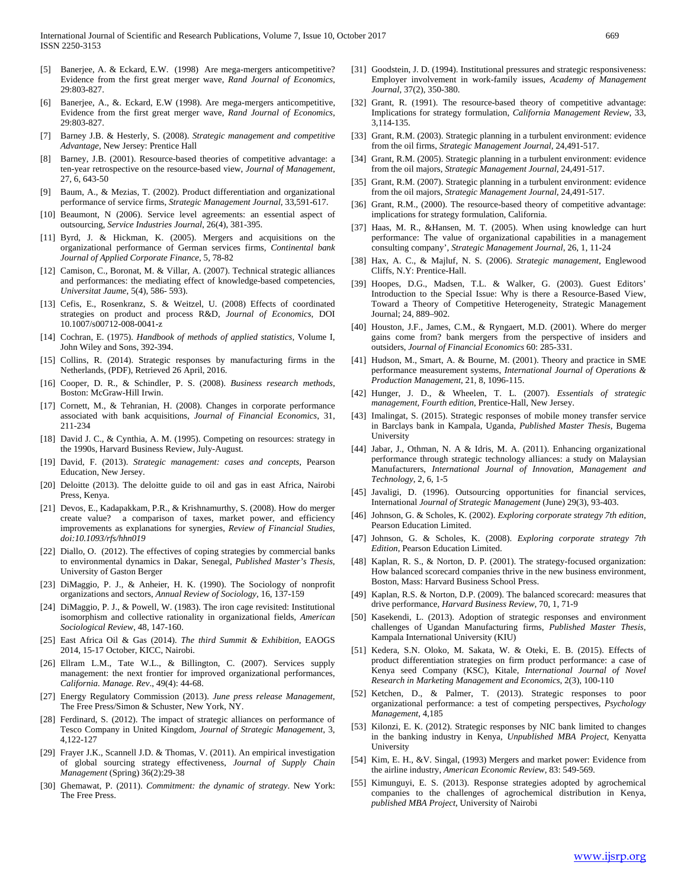[5] Banerjee, A. & Eckard, E.W. (1998) Are mega-mergers anticompetitive? Evidence from the first great merger wave, *Rand Journal of Economics*, 29:803-827.

[6] Banerjee, A., &. Eckard, E.W (1998). Are mega-mergers anticompetitive, Evidence from the first great merger wave, *Rand Journal of Economics*, 29:803-827.

[7] Barney J.B. & Hesterly, S. (2008). *Strategic management and competitive Advantage*, New Jersey: Prentice Hall

[8] Barney, J.B. (2001). Resource-based theories of competitive advantage: a ten-year retrospective on the resource-based view, *Journal of Management*, 27, 6, 643-50

[9] Baum, A., & Mezias, T. (2002). Product differentiation and organizational performance of service firms, *Strategic Management Journal*, 33,591-617.

[10] Beaumont, N (2006). Service level agreements: an essential aspect of outsourcing, *Service Industries Journal*, 26(4), 381-395.

[11] Byrd, J. & Hickman, K. (2005). Mergers and acquisitions on the organizational performance of German services firms, *Continental bank Journal of Applied Corporate Finance*, 5, 78-82

[12] Camison, C., Boronat, M. & Villar, A. (2007). Technical strategic alliances and performances: the mediating effect of knowledge-based competencies, *Universitat Jaume*, 5(4), 586- 593).

[13] Cefis, E., Rosenkranz, S. & Weitzel, U. (2008) Effects of coordinated strategies on product and process R&D, *Journal of Economics*, DOI 10.1007/s00712-008-0041-z

[14] Cochran, E. (1975). *Handbook of methods of applied statistics*, Volume I, John Wiley and Sons, 392-394.

[15] Collins, R. (2014). Strategic responses by manufacturing firms in the Netherlands, (PDF), Retrieved 26 April, 2016.

[16] Cooper, D. R., & Schindler, P. S. (2008). *Business research methods*, Boston: McGraw-Hill Irwin.

[17] Cornett, M., & Tehranian, H. (2008). Changes in corporate performance associated with bank acquisitions, *Journal of Financial Economics*, 31, 211-234

[18] David J. C., & Cynthia, A. M. (1995). Competing on resources: strategy in the 1990s, Harvard Business Review, July-August.

[19] David, F. (2013). *Strategic management: cases and concepts*, Pearson Education, New Jersey.

[20] Deloitte (2013). The deloitte guide to oil and gas in east Africa, Nairobi Press, Kenya.

[21] Devos, E., Kadapakkam, P.R., & Krishnamurthy, S. (2008). How do merger create value? a comparison of taxes, market power, and efficiency improvements as explanations for synergies, *Review of Financial Studies, doi:10.1093/rfs/hhn019*

[22] Diallo, O. (2012). The effectives of coping strategies by commercial banks to environmental dynamics in Dakar, Senegal, *Published Master's Thesis*, University of Gaston Berger

[23] DiMaggio, P. J., & Anheier, H. K. (1990). The Sociology of nonprofit organizations and sectors, *Annual Review of Sociology*, 16, 137-159

[24] DiMaggio, P. J., & Powell, W. (1983). The iron cage revisited: Institutional isomorphism and collective rationality in organizational fields, *American Sociological Review*, 48, 147-160.

[25] East Africa Oil & Gas (2014). *The third Summit & Exhibition*, EAOGS 2014, 15-17 October, KICC, Nairobi.

[26] Ellram L.M., Tate W.L., & Billington, C. (2007). Services supply management: the next frontier for improved organizational performances, *California. Manage. Rev*., 49(4): 44-68.

[27] Energy Regulatory Commission (2013). *June press release Management*, The Free Press/Simon & Schuster, New York, NY.

[28] Ferdinard, S. (2012). The impact of strategic alliances on performance of Tesco Company in United Kingdom, *Journal of Strategic Management*, 3, 4,122-127

[29] Frayer J.K., Scannell J.D. & Thomas, V. (2011). An empirical investigation of global sourcing strategy effectiveness, *Journal of Supply Chain Management* (Spring) 36(2):29-38

[30] Ghemawat, P. (2011). *Commitment: the dynamic of strategy*. New York: The Free Press.

[31] Goodstein, J. D. (1994). Institutional pressures and strategic responsiveness: Employer involvement in work-family issues, *Academy of Management Journal*, 37(2), 350-380.

[32] Grant, R. (1991). The resource-based theory of competitive advantage: Implications for strategy formulation, *California Management Review*, 33, 3,114-135.

[33] Grant, R.M. (2003). Strategic planning in a turbulent environment: evidence from the oil firms, *Strategic Management Journal*, 24,491-517.

[34] Grant, R.M. (2005). Strategic planning in a turbulent environment: evidence from the oil majors, *Strategic Management Journal*, 24,491-517.

[35] Grant, R.M. (2007). Strategic planning in a turbulent environment: evidence from the oil majors, *Strategic Management Journal*, 24,491-517.

[36] Grant, R.M., (2000). The resource-based theory of competitive advantage: implications for strategy formulation, California.

[37] Haas, M. R., &Hansen, M. T. (2005). When using knowledge can hurt performance: The value of organizational capabilities in a management consulting company', *Strategic Management Journal*, 26, 1, 11-24

[38] Hax, A. C., & Majluf, N. S. (2006). *Strategic management*, Englewood Cliffs, N.Y: Prentice-Hall.

[39] Hoopes, D.G., Madsen, T.L. & Walker, G. (2003). Guest Editors' Introduction to the Special Issue: Why is there a Resource-Based View, Toward a Theory of Competitive Heterogeneity, Strategic Management Journal; 24, 889–902.

[40] Houston, J.F., James, C.M., & Ryngaert, M.D. (2001). Where do merger gains come from? bank mergers from the perspective of insiders and outsiders, *Journal of Financial Economics* 60: 285-331.

[41] Hudson, M., Smart, A. & Bourne, M. (2001). Theory and practice in SME performance measurement systems, *International Journal of Operations & Production Management*, 21, 8, 1096-115.

[42] Hunger, J. D., & Wheelen, T. L. (2007). *Essentials of strategic management, Fourth edition*, Prentice-Hall, New Jersey.

[43] Imalingat, S. (2015). Strategic responses of mobile money transfer service in Barclays bank in Kampala, Uganda, *Published Master Thesis*, Bugema University

[44] Jabar, J., Othman, N. A & Idris, M. A. (2011). Enhancing organizational performance through strategic technology alliances: a study on Malaysian Manufacturers, *International Journal of Innovation, Management and Technology*, 2, 6, 1-5

[45] Javaligi, D. (1996). Outsourcing opportunities for financial services, International *Journal of Strategic Management* (June) 29(3), 93-403.

[46] Johnson, G. & Scholes, K. (2002). *Exploring corporate strategy 7th edition*, Pearson Education Limited.

[47] Johnson, G. & Scholes, K. (2008). *Exploring corporate strategy 7th Edition*, Pearson Education Limited.

[48] Kaplan, R. S., & Norton, D. P. (2001). The strategy-focused organization: How balanced scorecard companies thrive in the new business environment, Boston, Mass: Harvard Business School Press.

[49] Kaplan, R.S. & Norton, D.P. (2009). The balanced scorecard: measures that drive performance, *Harvard Business Review*, 70, 1, 71-9

[50] Kasekendi, L. (2013). Adoption of strategic responses and environment challenges of Ugandan Manufacturing firms, *Published Master Thesis*, Kampala International University (KIU)

[51] Kedera, S.N. Oloko, M. Sakata, W. & Oteki, E. B. (2015). Effects of product differentiation strategies on firm product performance: a case of Kenya seed Company (KSC), Kitale, *International Journal of Novel Research in Marketing Management and Economics*, 2(3), 100-110

[52] Ketchen, D., & Palmer, T. (2013). Strategic responses to poor organizational performance: a test of competing perspectives, *Psychology Management*, 4,185

[53] Kilonzi, E. K. (2012). Strategic responses by NIC bank limited to changes in the banking industry in Kenya, *Unpublished MBA Project*, Kenyatta University

[54] Kim, E. H., &V. Singal, (1993) Mergers and market power: Evidence from the airline industry, *American Economic Review*, 83: 549-569.

[55] Kimunguyi, E. S. (2013). Response strategies adopted by agrochemical companies to the challenges of agrochemical distribution in Kenya, *published MBA Project*, University of Nairobi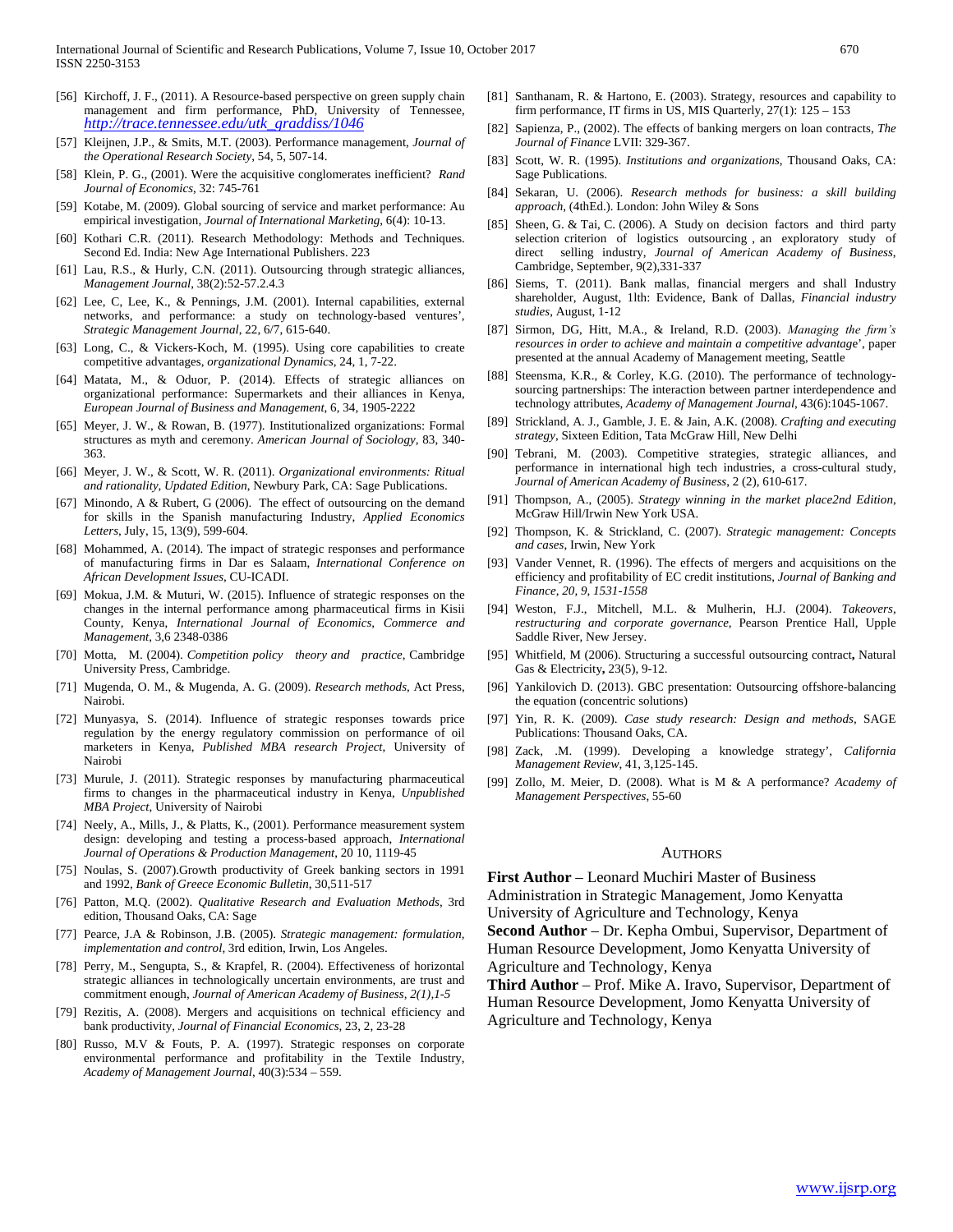[56] Kirchoff, J. F., (2011). A Resource-based perspective on green supply chain management and firm performance, PhD, University of Tennessee, *http://trace.tennessee.edu/utk_graddiss/1046*

[57] Kleijnen, J.P., & Smits, M.T. (2003). Performance management, *Journal of the Operational Research Society*, 54, 5, 507-14.

[58] Klein, P. G., (2001). Were the acquisitive conglomerates inefficient? *Rand Journal of Economics*, 32: 745-761

[59] Kotabe, M. (2009). Global sourcing of service and market performance: Au empirical investigation, *Journal of International Marketing*, 6(4): 10-13.

[60] Kothari C.R. (2011). Research Methodology: Methods and Techniques. Second Ed. India: New Age International Publishers. 223

[61] Lau, R.S., & Hurly, C.N. (2011). Outsourcing through strategic alliances, *Management Journal*, 38(2):52-57.2.4.3

[62] Lee, C, Lee, K., & Pennings, J.M. (2001). Internal capabilities, external networks, and performance: a study on technology-based ventures', *Strategic Management Journal*, 22, 6/7, 615-640.

[63] Long, C., & Vickers-Koch, M. (1995). Using core capabilities to create competitive advantages, *organizational Dynamics*, 24, 1, 7-22.

[64] Matata, M., & Oduor, P. (2014). Effects of strategic alliances on organizational performance: Supermarkets and their alliances in Kenya, *European Journal of Business and Management*, 6, 34, 1905-2222

[65] Meyer, J. W., & Rowan, B. (1977). Institutionalized organizations: Formal structures as myth and ceremony. *American Journal of Sociology*, 83, 340-363.

[66] Meyer, J. W., & Scott, W. R. (2011). *Organizational environments: Ritual and rationality, Updated Edition*, Newbury Park, CA: Sage Publications.

[67] Minondo, A & Rubert, G (2006). The effect of outsourcing on the demand for skills in the Spanish manufacturing Industry, *Applied Economics Letters*, July, 15, 13(9), 599-604.

[68] Mohammed, A. (2014). The impact of strategic responses and performance of manufacturing firms in Dar es Salaam, *International Conference on African Development Issues*, CU-ICADI.

[69] Mokua, J.M. & Muturi, W. (2015). Influence of strategic responses on the changes in the internal performance among pharmaceutical firms in Kisii County, Kenya, *International Journal of Economics, Commerce and Management*, 3,6 2348-0386

[70] Motta, M. (2004). *Competition policy theory and practice*, Cambridge University Press, Cambridge.

[71] Mugenda, O. M., & Mugenda, A. G. (2009). *Research methods*, Act Press, Nairobi.

[72] Munyasya, S. (2014). Influence of strategic responses towards price regulation by the energy regulatory commission on performance of oil marketers in Kenya, *Published MBA research Project*, University of Nairobi

[73] Murule, J. (2011). Strategic responses by manufacturing pharmaceutical firms to changes in the pharmaceutical industry in Kenya, *Unpublished MBA Project*, University of Nairobi

[74] Neely, A., Mills, J., & Platts, K., (2001). Performance measurement system design: developing and testing a process-based approach, *International Journal of Operations & Production Management*, 20 10, 1119-45

[75] Noulas, S. (2007).Growth productivity of Greek banking sectors in 1991 and 1992, *Bank of Greece Economic Bulletin*, 30,511-517

[76] Patton, M.Q. (2002). *Qualitative Research and Evaluation Methods*, 3rd edition, Thousand Oaks, CA: Sage

[77] Pearce, J.A & Robinson, J.B. (2005). *Strategic management: formulation, implementation and control*, 3rd edition, Irwin, Los Angeles.

[78] Perry, M., Sengupta, S., & Krapfel, R. (2004). Effectiveness of horizontal strategic alliances in technologically uncertain environments, are trust and commitment enough, *Journal of American Academy of Business, 2(1),1-5*

[79] Rezitis, A. (2008). Mergers and acquisitions on technical efficiency and bank productivity, *Journal of Financial Economics*, 23, 2, 23-28

[80] Russo, M.V & Fouts, P. A. (1997). Strategic responses on corporate environmental performance and profitability in the Textile Industry, *Academy of Management Journal*, 40(3):534 – 559.

[81] Santhanam, R. & Hartono, E. (2003). Strategy, resources and capability to firm performance, IT firms in US, MIS Quarterly, 27(1): 125 – 153

[82] Sapienza, P., (2002). The effects of banking mergers on loan contracts, *The Journal of Finance* LVII: 329-367.

[83] Scott, W. R. (1995). *Institutions and organizations*, Thousand Oaks, CA: Sage Publications.

[84] Sekaran, U. (2006). *Research methods for business: a skill building approach*, (4thEd.). London: John Wiley & Sons

[85] Sheen, G. & Tai, C. (2006). A Study on decision factors and third party selection criterion of logistics outsourcing , an exploratory study of direct selling industry, *Journal of American Academy of Business*, Cambridge, September, 9(2),331-337

[86] Siems, T. (2011). Bank mallas, financial mergers and shall Industry shareholder, August, 1lth: Evidence, Bank of Dallas, *Financial industry studies*, August, 1-12

[87] Sirmon, DG, Hitt, M.A., & Ireland, R.D. (2003). *Managing the firm's resources in order to achieve and maintain a competitive advantage*', paper presented at the annual Academy of Management meeting, Seattle

[88] Steensma, K.R., & Corley, K.G. (2010). The performance of technology-sourcing partnerships: The interaction between partner interdependence and technology attributes, *Academy of Management Journal*, 43(6):1045-1067.

[89] Strickland, A. J., Gamble, J. E. & Jain, A.K. (2008). *Crafting and executing strategy*, Sixteen Edition, Tata McGraw Hill, New Delhi

[90] Tebrani, M. (2003). Competitive strategies, strategic alliances, and performance in international high tech industries, a cross-cultural study, *Journal of American Academy of Business*, 2 (2), 610-617.

[91] Thompson, A., (2005). *Strategy winning in the market place2nd Edition*, McGraw Hill/Irwin New York USA.

[92] Thompson, K. & Strickland, C. (2007). *Strategic management: Concepts and cases*, Irwin, New York

[93] Vander Vennet, R. (1996). The effects of mergers and acquisitions on the efficiency and profitability of EC credit institutions, *Journal of Banking and Finance, 20, 9, 1531-1558*

[94] Weston, F.J., Mitchell, M.L. & Mulherin, H.J. (2004). *Takeovers, restructuring and corporate governance*, Pearson Prentice Hall, Upple Saddle River, New Jersey.

[95] Whitfield, M (2006). Structuring a successful outsourcing contract**,** Natural Gas & Electricity**,** 23(5), 9-12.

[96] Yankilovich D. (2013). GBC presentation: Outsourcing offshore-balancing the equation (concentric solutions)

[97] Yin, R. K. (2009). *Case study research: Design and methods*, SAGE Publications: Thousand Oaks, CA.

[98] Zack, .M. (1999). Developing a knowledge strategy', *California Management Review*, 41, 3,125-145.

[99] Zollo, M. Meier, D. (2008). What is M & A performance? *Academy of Management Perspectives*, 55-60

## AUTHORS

**First Author** – Leonard Muchiri Master of Business Administration in Strategic Management, Jomo Kenyatta University of Agriculture and Technology, Kenya

**Second Author** – Dr. Kepha Ombui, Supervisor, Department of Human Resource Development, Jomo Kenyatta University of Agriculture and Technology, Kenya

**Third Author** – Prof. Mike A. Iravo, Supervisor, Department of Human Resource Development, Jomo Kenyatta University of Agriculture and Technology, Kenya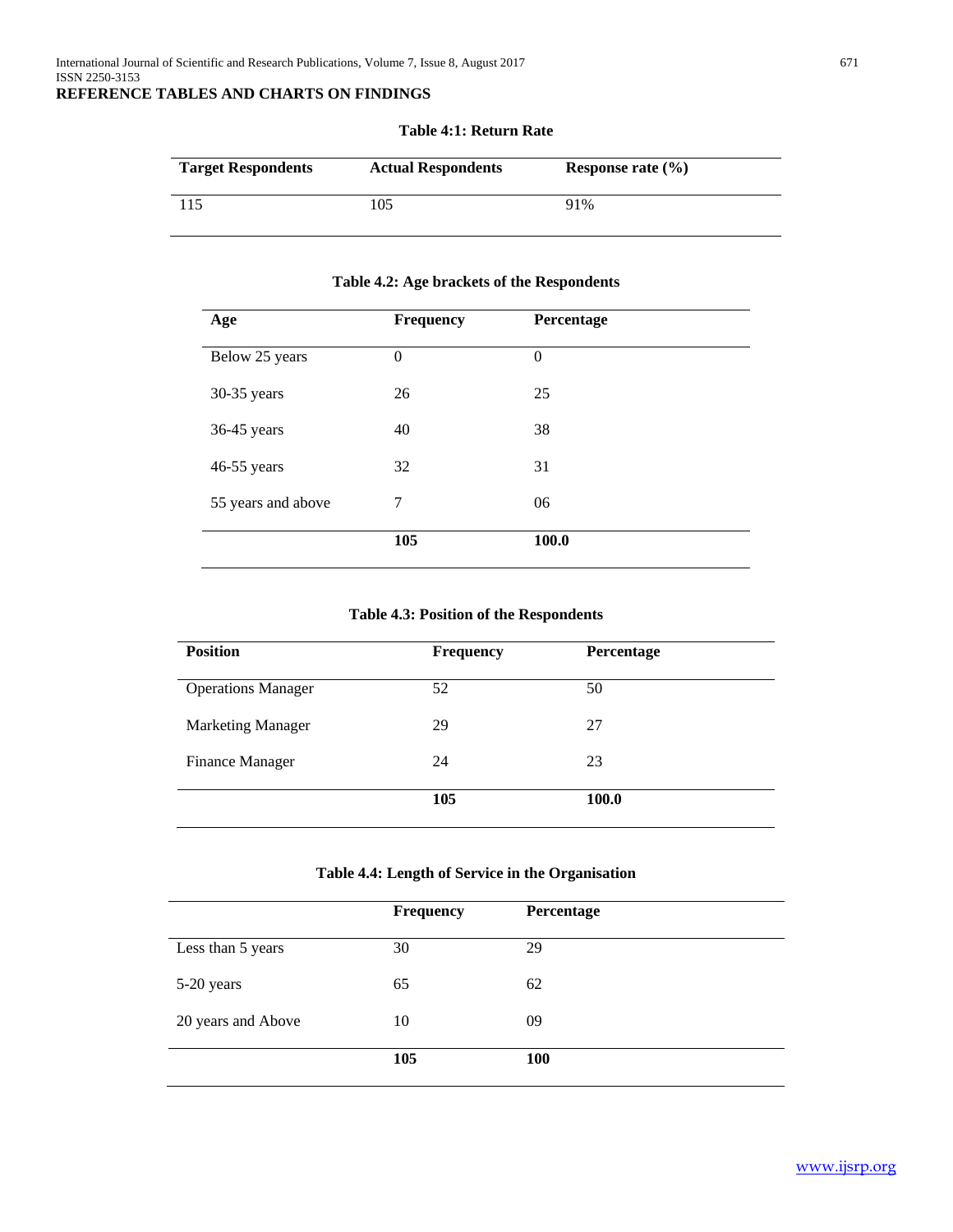**REFERENCE TABLES AND CHARTS ON FINDINGS**

**Table 4:1: Return Rate**

| Target Respondents | Actual Respondents | Response rate (%) |
|---|---|---|
| 115 | 105 | 91% |

**Table 4.2: Age brackets of the Respondents**

| Age | Frequency | Percentage |
|---|---|---|
| Below 25 years | 0 | 0 |
| 30-35 years | 26 | 25 |
| 36-45 years | 40 | 38 |
| 46-55 years | 32 | 31 |
| 55 years and above | 7 | 06 |
| | **105** | **100.0** |

**Table 4.3: Position of the Respondents**

| Position | Frequency | Percentage |
|---|---|---|
| Operations Manager | 52 | 50 |
| Marketing Manager | 29 | 27 |
| Finance Manager | 24 | 23 |
| | **105** | **100.0** |

**Table 4.4: Length of Service in the Organisation**

| | Frequency | Percentage |
|---|---|---|
| Less than 5 years | 30 | 29 |
| 5-20 years | 65 | 62 |
| 20 years and Above | 10 | 09 |
| | **105** | **100** |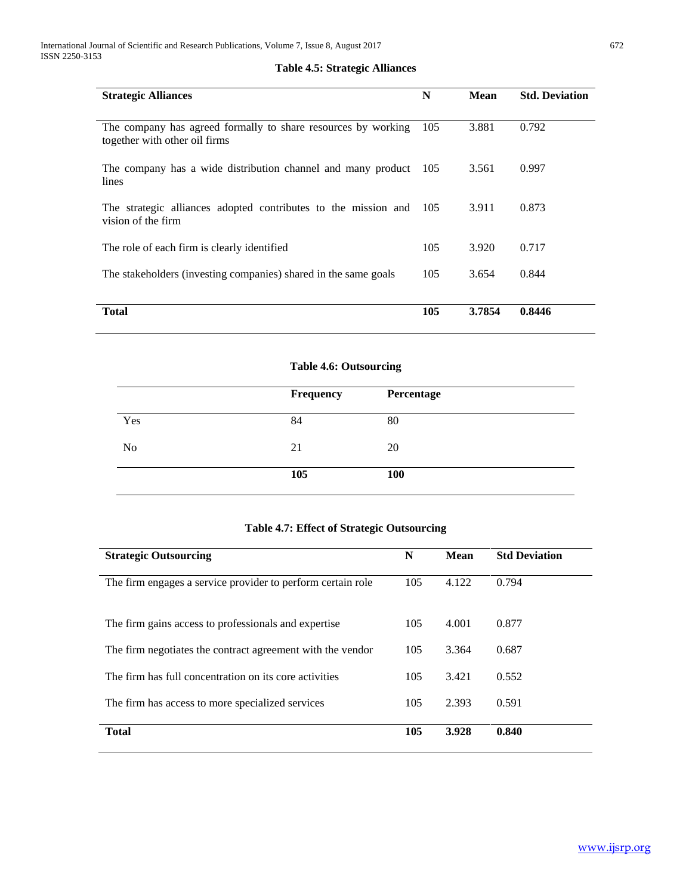**Table 4.5: Strategic Alliances**

| Strategic Alliances | N | Mean | Std. Deviation |
|---|---|---|---|
| The company has agreed formally to share resources by working together with other oil firms | 105 | 3.881 | 0.792 |
| The company has a wide distribution channel and many product lines | 105 | 3.561 | 0.997 |
| The strategic alliances adopted contributes to the mission and vision of the firm | 105 | 3.911 | 0.873 |
| The role of each firm is clearly identified | 105 | 3.920 | 0.717 |
| The stakeholders (investing companies) shared in the same goals | 105 | 3.654 | 0.844 |
| **Total** | **105** | **3.7854** | **0.8446** |

**Table 4.6: Outsourcing**

| | Frequency | Percentage |
|---|---|---|
| Yes | 84 | 80 |
| No | 21 | 20 |
| | **105** | **100** |

**Table 4.7: Effect of Strategic Outsourcing**

| Strategic Outsourcing | N | Mean | Std Deviation |
|---|---|---|---|
| The firm engages a service provider to perform certain role | 105 | 4.122 | 0.794 |
| The firm gains access to professionals and expertise | 105 | 4.001 | 0.877 |
| The firm negotiates the contract agreement with the vendor | 105 | 3.364 | 0.687 |
| The firm has full concentration on its core activities | 105 | 3.421 | 0.552 |
| The firm has access to more specialized services | 105 | 2.393 | 0.591 |
| **Total** | **105** | **3.928** | **0.840** |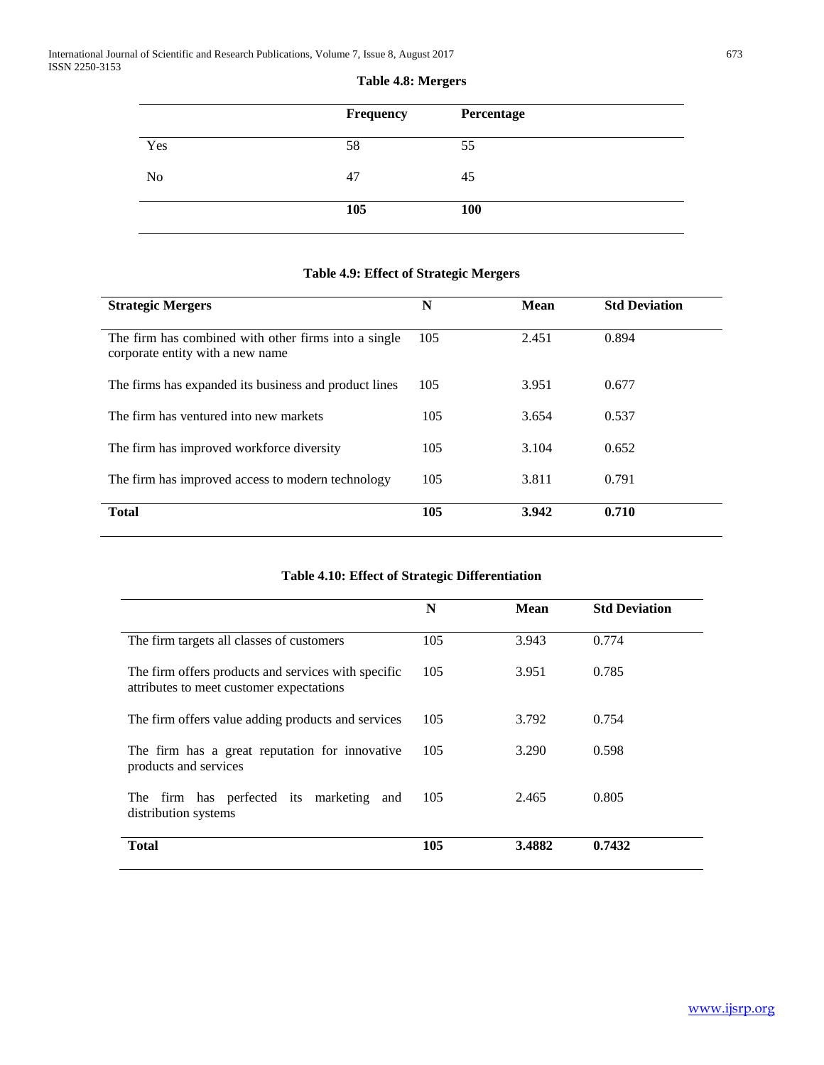**Table 4.8: Mergers**

| | Frequency | Percentage |
|---|---|---|
| Yes | 58 | 55 |
| No | 47 | 45 |
| | **105** | **100** |

**Table 4.9: Effect of Strategic Mergers**

| Strategic Mergers | N | Mean | Std Deviation |
|---|---|---|---|
| The firm has combined with other firms into a single corporate entity with a new name | 105 | 2.451 | 0.894 |
| The firms has expanded its business and product lines | 105 | 3.951 | 0.677 |
| The firm has ventured into new markets | 105 | 3.654 | 0.537 |
| The firm has improved workforce diversity | 105 | 3.104 | 0.652 |
| The firm has improved access to modern technology | 105 | 3.811 | 0.791 |
| **Total** | **105** | **3.942** | **0.710** |

**Table 4.10: Effect of Strategic Differentiation**

| | N | Mean | Std Deviation |
|---|---|---|---|
| The firm targets all classes of customers | 105 | 3.943 | 0.774 |
| The firm offers products and services with specific attributes to meet customer expectations | 105 | 3.951 | 0.785 |
| The firm offers value adding products and services | 105 | 3.792 | 0.754 |
| The firm has a great reputation for innovative products and services | 105 | 3.290 | 0.598 |
| The firm has perfected its marketing and distribution systems | 105 | 2.465 | 0.805 |
| **Total** | **105** | **3.4882** | **0.7432** |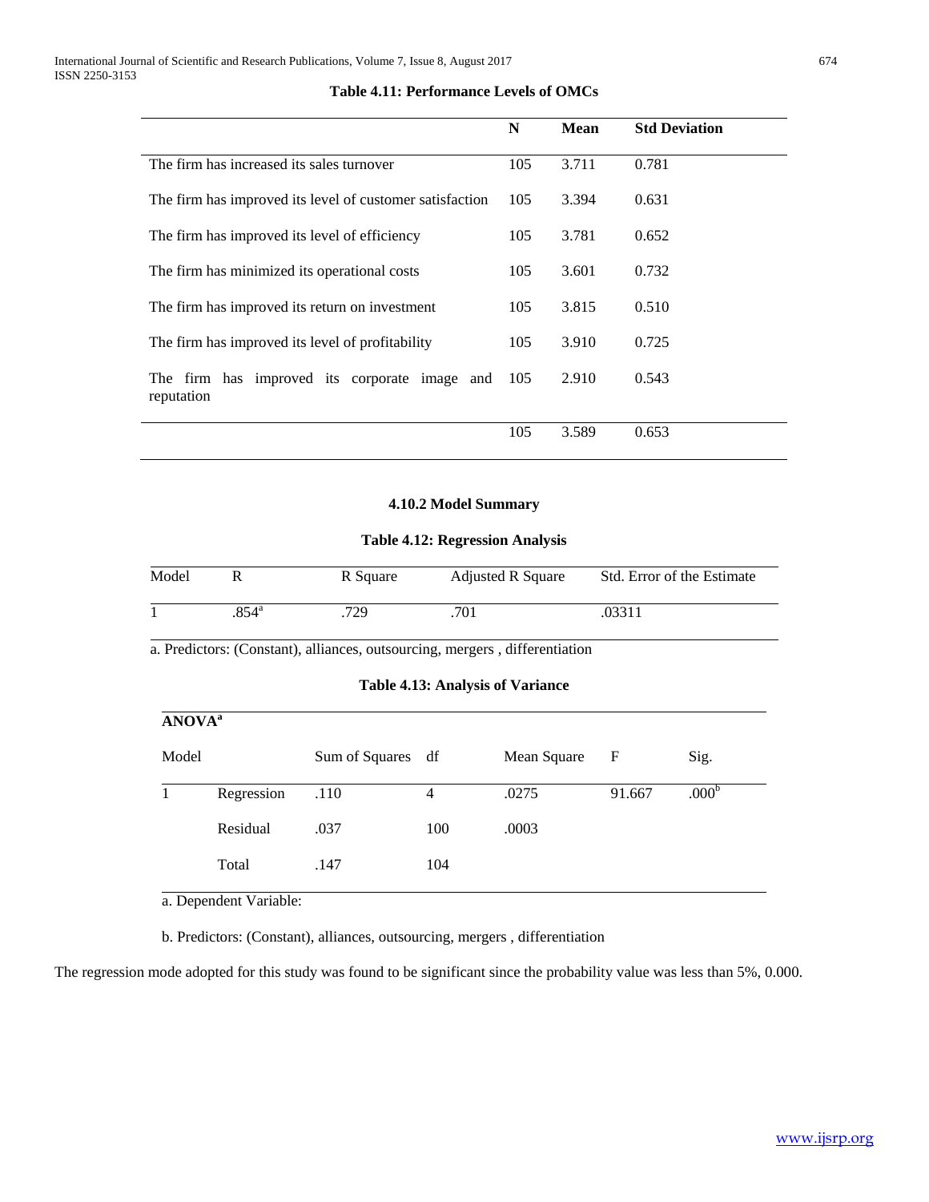**Table 4.11: Performance Levels of OMCs**

| | N | Mean | Std Deviation |
|---|---|---|---|
| The firm has increased its sales turnover | 105 | 3.711 | 0.781 |
| The firm has improved its level of customer satisfaction | 105 | 3.394 | 0.631 |
| The firm has improved its level of efficiency | 105 | 3.781 | 0.652 |
| The firm has minimized its operational costs | 105 | 3.601 | 0.732 |
| The firm has improved its return on investment | 105 | 3.815 | 0.510 |
| The firm has improved its level of profitability | 105 | 3.910 | 0.725 |
| The firm has improved its corporate image and reputation | 105 | 2.910 | 0.543 |
| | 105 | 3.589 | 0.653 |

### 4.10.2 Model Summary

**Table 4.12: Regression Analysis**

| Model | R | R Square | Adjusted R Square | Std. Error of the Estimate |
|---|---|---|---|---|
| 1 | .854[a] | .729 | .701 | .03311 |

a. Predictors: (Constant), alliances, outsourcing, mergers , differentiation

**Table 4.13: Analysis of Variance**

**ANOVA[a]**

| Model | | Sum of Squares | df | Mean Square | F | Sig. |
|---|---|---|---|---|---|---|
| 1 | Regression | .110 | 4 | .0275 | 91.667 | .000[b] |
| | Residual | .037 | 100 | .0003 | | |
| | Total | .147 | 104 | | | |

a. Dependent Variable:

b. Predictors: (Constant), alliances, outsourcing, mergers , differentiation

The regression mode adopted for this study was found to be significant since the probability value was less than 5%, 0.000.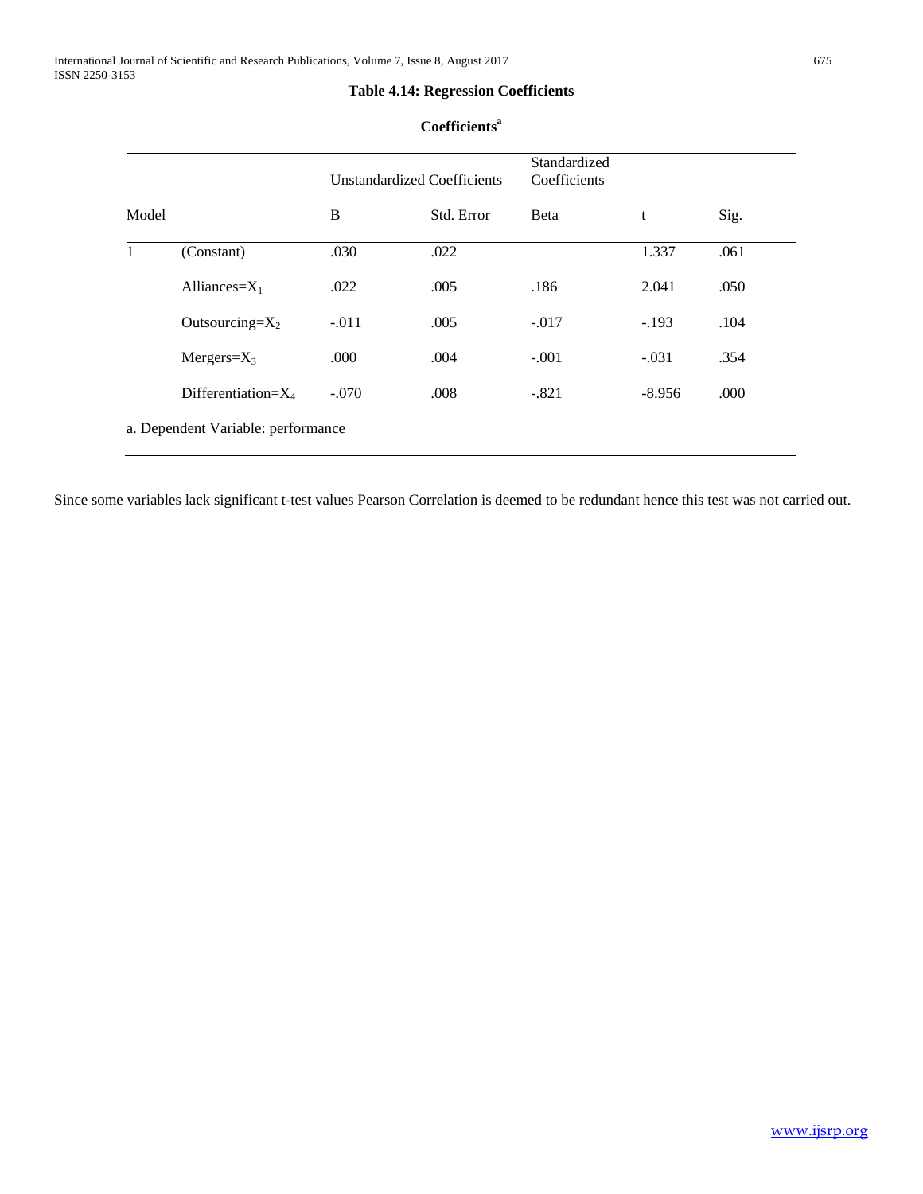**Table 4.14: Regression Coefficients**

**Coefficients[a]**

| Model | | Unstandardized Coefficients | | Standardized Coefficients | t | Sig. |
|---|---|---|---|---|---|---|
| | | B | Std. Error | Beta | | |
| 1 | (Constant) | .030 | .022 | | 1.337 | .061 |
| | Alliances=$X_1$ | .022 | .005 | .186 | 2.041 | .050 |
| | Outsourcing=$X_2$ | -.011 | .005 | -.017 | -.193 | .104 |
| | Mergers=$X_3$ | .000 | .004 | -.001 | -.031 | .354 |
| | Differentiation=$X_4$ | -.070 | .008 | -.821 | -8.956 | .000 |

a. Dependent Variable: performance

Since some variables lack significant t-test values Pearson Correlation is deemed to be redundant hence this test was not carried out.